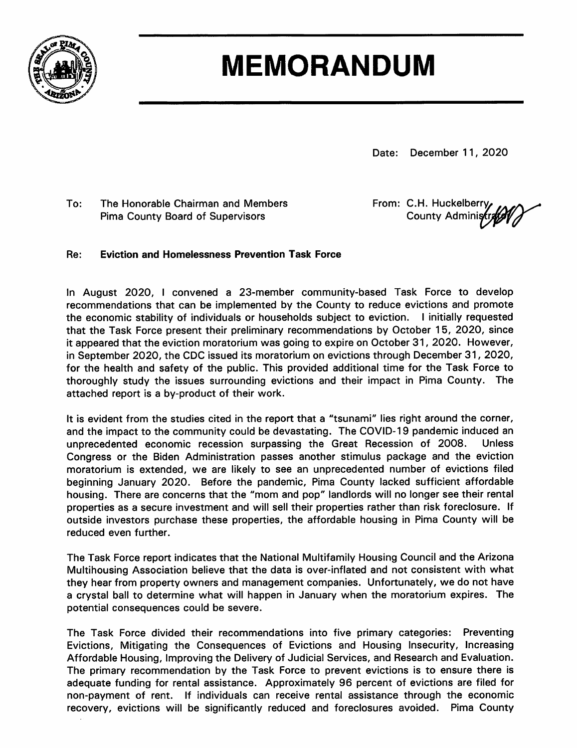# MEMORANDUM

Date: December 11, 2020

To: The Honorable Chairman and Members
Pima County Board of Supervisors

From: C.H. Huckelberry
County Administrator

Re: **Eviction and Homelessness Prevention Task Force**

In August 2020, I convened a 23-member community-based Task Force to develop recommendations that can be implemented by the County to reduce evictions and promote the economic stability of individuals or households subject to eviction. I initially requested that the Task Force present their preliminary recommendations by October 15, 2020, since it appeared that the eviction moratorium was going to expire on October 31, 2020. However, in September 2020, the CDC issued its moratorium on evictions through December 31, 2020, for the health and safety of the public. This provided additional time for the Task Force to thoroughly study the issues surrounding evictions and their impact in Pima County. The attached report is a by-product of their work.

It is evident from the studies cited in the report that a "tsunami" lies right around the corner, and the impact to the community could be devastating. The COVID-19 pandemic induced an unprecedented economic recession surpassing the Great Recession of 2008. Unless Congress or the Biden Administration passes another stimulus package and the eviction moratorium is extended, we are likely to see an unprecedented number of evictions filed beginning January 2020. Before the pandemic, Pima County lacked sufficient affordable housing. There are concerns that the "mom and pop" landlords will no longer see their rental properties as a secure investment and will sell their properties rather than risk foreclosure. If outside investors purchase these properties, the affordable housing in Pima County will be reduced even further.

The Task Force report indicates that the National Multifamily Housing Council and the Arizona Multihousing Association believe that the data is over-inflated and not consistent with what they hear from property owners and management companies. Unfortunately, we do not have a crystal ball to determine what will happen in January when the moratorium expires. The potential consequences could be severe.

The Task Force divided their recommendations into five primary categories: Preventing Evictions, Mitigating the Consequences of Evictions and Housing Insecurity, Increasing Affordable Housing, Improving the Delivery of Judicial Services, and Research and Evaluation. The primary recommendation by the Task Force to prevent evictions is to ensure there is adequate funding for rental assistance. Approximately 96 percent of evictions are filed for non-payment of rent. If individuals can receive rental assistance through the economic recovery, evictions will be significantly reduced and foreclosures avoided. Pima County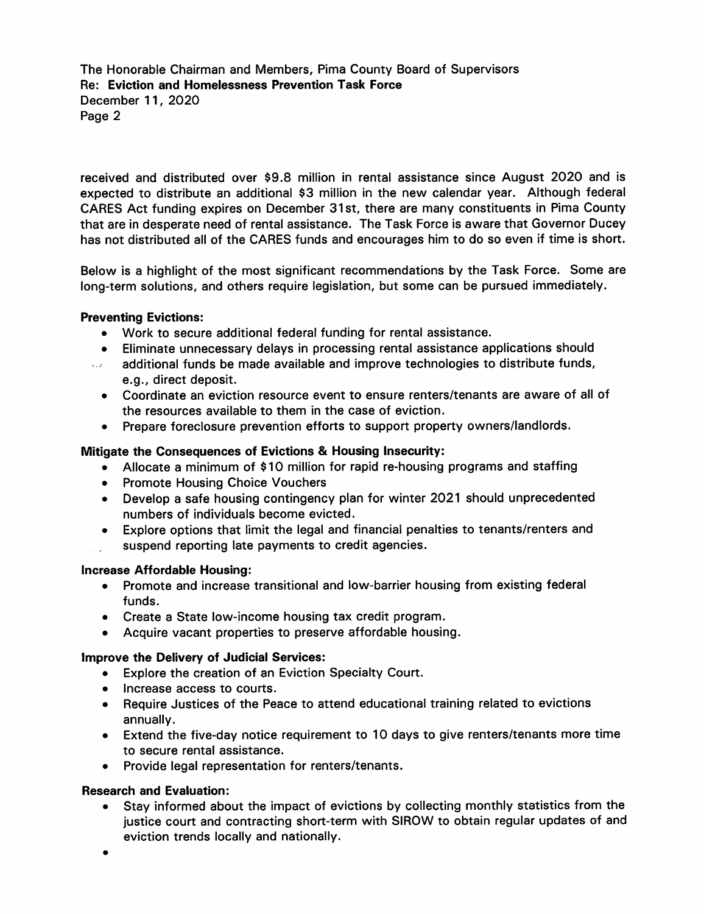received and distributed over $9.8 million in rental assistance since August 2020 and is expected to distribute an additional $3 million in the new calendar year. Although federal CARES Act funding expires on December 31st, there are many constituents in Pima County that are in desperate need of rental assistance. The Task Force is aware that Governor Ducey has not distributed all of the CARES funds and encourages him to do so even if time is short.

Below is a highlight of the most significant recommendations by the Task Force. Some are long-term solutions, and others require legislation, but some can be pursued immediately.

**Preventing Evictions:**

- Work to secure additional federal funding for rental assistance.
- Eliminate unnecessary delays in processing rental assistance applications should additional funds be made available and improve technologies to distribute funds, e.g., direct deposit.
- Coordinate an eviction resource event to ensure renters/tenants are aware of all of the resources available to them in the case of eviction.
- Prepare foreclosure prevention efforts to support property owners/landlords.

**Mitigate the Consequences of Evictions & Housing Insecurity:**

- Allocate a minimum of $10 million for rapid re-housing programs and staffing
- Promote Housing Choice Vouchers
- Develop a safe housing contingency plan for winter 2021 should unprecedented numbers of individuals become evicted.
- Explore options that limit the legal and financial penalties to tenants/renters and suspend reporting late payments to credit agencies.

**Increase Affordable Housing:**

- Promote and increase transitional and low-barrier housing from existing federal funds.
- Create a State low-income housing tax credit program.
- Acquire vacant properties to preserve affordable housing.

**Improve the Delivery of Judicial Services:**

- Explore the creation of an Eviction Specialty Court.
- Increase access to courts.
- Require Justices of the Peace to attend educational training related to evictions annually.
- Extend the five-day notice requirement to 10 days to give renters/tenants more time to secure rental assistance.
- Provide legal representation for renters/tenants.

**Research and Evaluation:**

- Stay informed about the impact of evictions by collecting monthly statistics from the justice court and contracting short-term with SIROW to obtain regular updates of and eviction trends locally and nationally.
-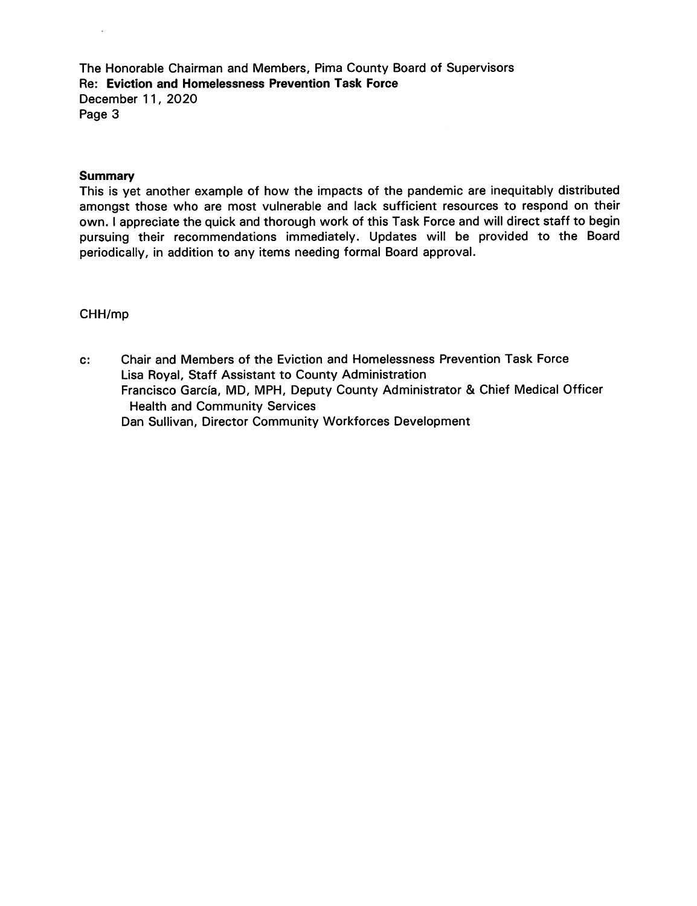The Honorable Chairman and Members, Pima County Board of Supervisors
Re: **Eviction and Homelessness Prevention Task Force**
December 11, 2020

**Summary**

This is yet another example of how the impacts of the pandemic are inequitably distributed amongst those who are most vulnerable and lack sufficient resources to respond on their own. I appreciate the quick and thorough work of this Task Force and will direct staff to begin pursuing their recommendations immediately. Updates will be provided to the Board periodically, in addition to any items needing formal Board approval.

CHH/mp

c: Chair and Members of the Eviction and Homelessness Prevention Task Force
Lisa Royal, Staff Assistant to County Administration
Francisco García, MD, MPH, Deputy County Administrator & Chief Medical Officer
Health and Community Services
Dan Sullivan, Director Community Workforces Development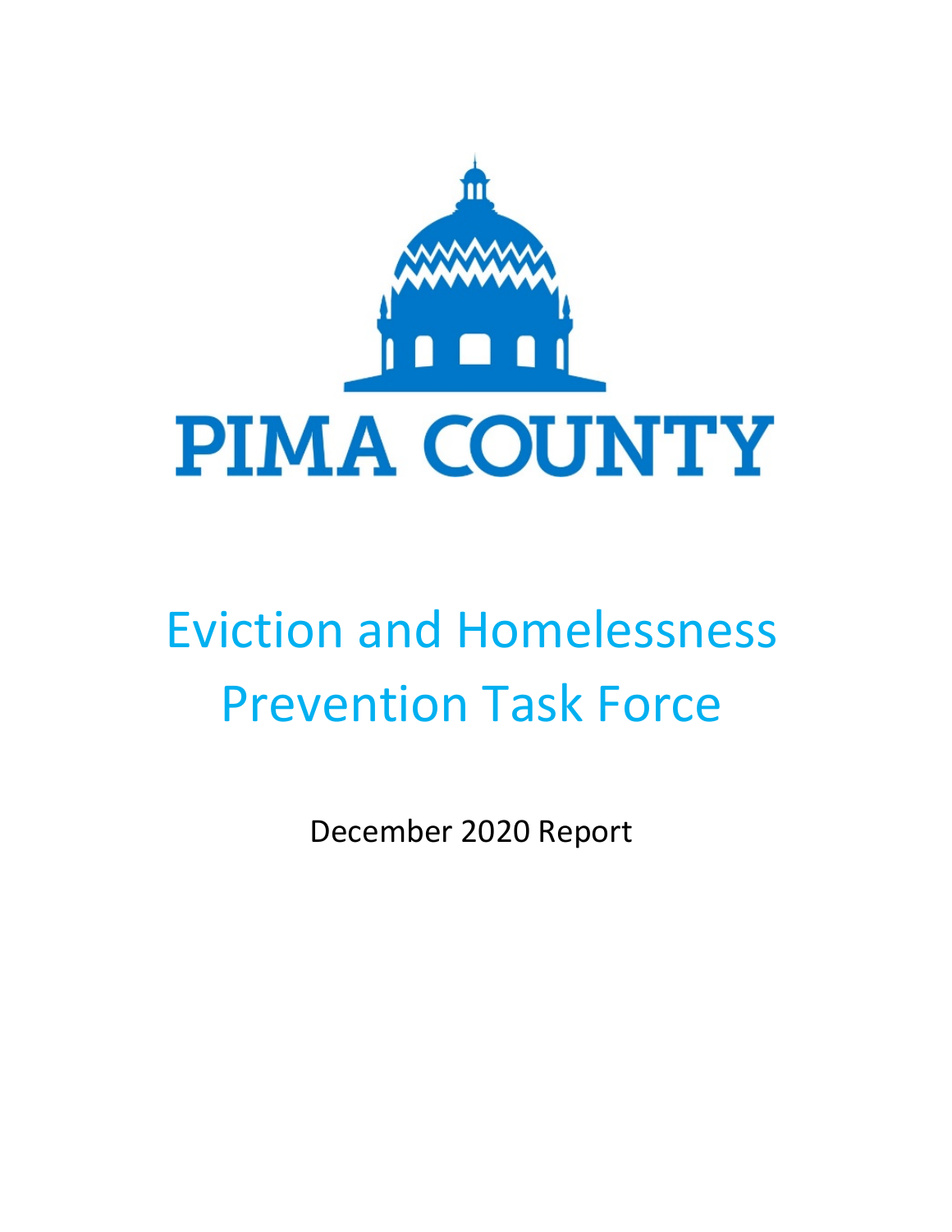PIMA COUNTY

# Eviction and Homelessness Prevention Task Force

December 2020 Report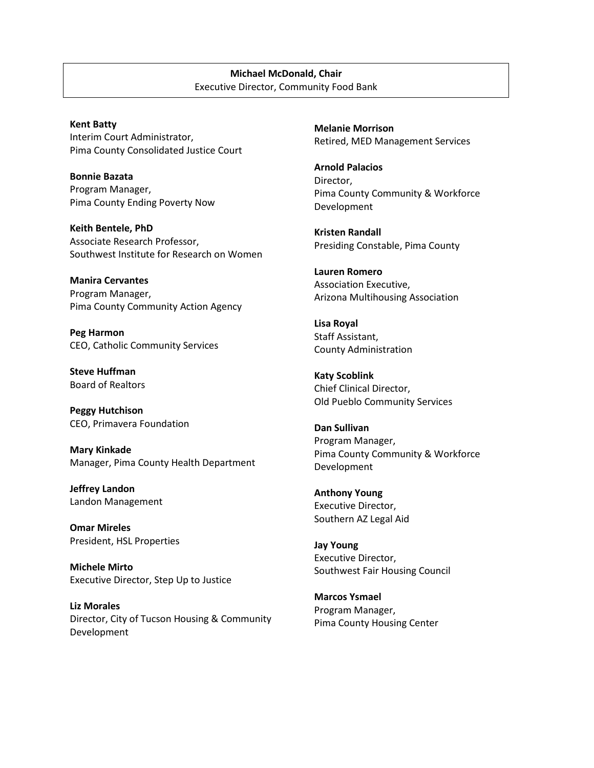**Michael McDonald, Chair**
Executive Director, Community Food Bank

**Kent Batty**
Interim Court Administrator,
Pima County Consolidated Justice Court

**Bonnie Bazata**
Program Manager,
Pima County Ending Poverty Now

**Keith Bentele, PhD**
Associate Research Professor,
Southwest Institute for Research on Women

**Manira Cervantes**
Program Manager,
Pima County Community Action Agency

**Peg Harmon**
CEO, Catholic Community Services

**Steve Huffman**
Board of Realtors

**Peggy Hutchison**
CEO, Primavera Foundation

**Mary Kinkade**
Manager, Pima County Health Department

**Jeffrey Landon**
Landon Management

**Omar Mireles**
President, HSL Properties

**Michele Mirto**
Executive Director, Step Up to Justice

**Liz Morales**
Director, City of Tucson Housing & Community Development

**Melanie Morrison**
Retired, MED Management Services

**Arnold Palacios**
Director,
Pima County Community & Workforce Development

**Kristen Randall**
Presiding Constable, Pima County

**Lauren Romero**
Association Executive,
Arizona Multihousing Association

**Lisa Royal**
Staff Assistant,
County Administration

**Katy Scoblink**
Chief Clinical Director,
Old Pueblo Community Services

**Dan Sullivan**
Program Manager,
Pima County Community & Workforce Development

**Anthony Young**
Executive Director,
Southern AZ Legal Aid

**Jay Young**
Executive Director,
Southwest Fair Housing Council

**Marcos Ysmael**
Program Manager,
Pima County Housing Center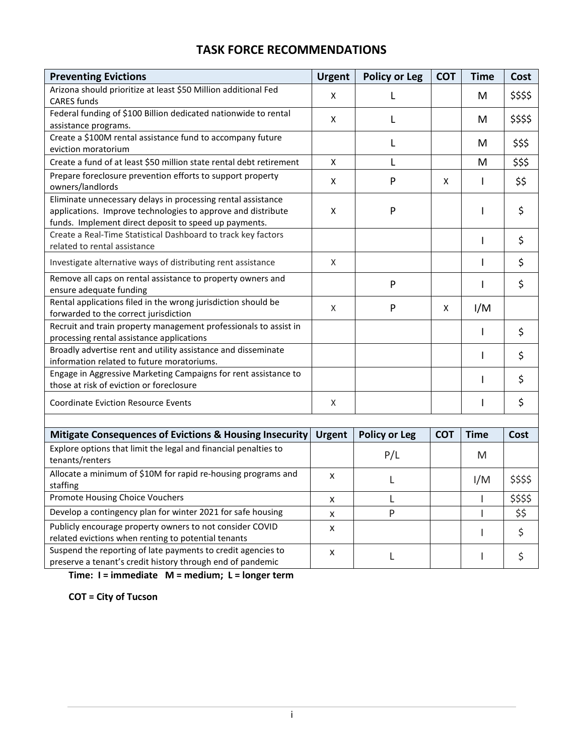# TASK FORCE RECOMMENDATIONS

| Preventing Evictions | Urgent | Policy or Leg | COT | Time | Cost |
|---|---|---|---|---|---|
| Arizona should prioritize at least $50 Million additional Fed CARES funds | X | L | | M | $$$$ |
| Federal funding of $100 Billion dedicated nationwide to rental assistance programs. | X | L | | M | $$$$ |
| Create a $100M rental assistance fund to accompany future eviction moratorium | | L | | M | $$$ |
| Create a fund of at least $50 million state rental debt retirement | X | L | | M | $$$ |
| Prepare foreclosure prevention efforts to support property owners/landlords | X | P | X | I | $$ |
| Eliminate unnecessary delays in processing rental assistance applications. Improve technologies to approve and distribute funds. Implement direct deposit to speed up payments. | X | P | | I | $ |
| Create a Real-Time Statistical Dashboard to track key factors related to rental assistance | | | | I | $ |
| Investigate alternative ways of distributing rent assistance | X | | | I | $ |
| Remove all caps on rental assistance to property owners and ensure adequate funding | | P | | I | $ |
| Rental applications filed in the wrong jurisdiction should be forwarded to the correct jurisdiction | X | P | X | I/M | |
| Recruit and train property management professionals to assist in processing rental assistance applications | | | | I | $ |
| Broadly advertise rent and utility assistance and disseminate information related to future moratoriums. | | | | I | $ |
| Engage in Aggressive Marketing Campaigns for rent assistance to those at risk of eviction or foreclosure | | | | I | $ |
| Coordinate Eviction Resource Events | X | | | I | $ |

| Mitigate Consequences of Evictions & Housing Insecurity | Urgent | Policy or Leg | COT | Time | Cost |
|---|---|---|---|---|---|
| Explore options that limit the legal and financial penalties to tenants/renters | | P/L | | M | |
| Allocate a minimum of $10M for rapid re-housing programs and staffing | x | L | | I/M | $$$$ |
| Promote Housing Choice Vouchers | x | L | | I | $$$$ |
| Develop a contingency plan for winter 2021 for safe housing | x | P | | I | $$ |
| Publicly encourage property owners to not consider COVID related evictions when renting to potential tenants | x | | | I | $ |
| Suspend the reporting of late payments to credit agencies to preserve a tenant's credit history through end of pandemic | x | L | | I | $ |

**Time: I = immediate M = medium; L = longer term**

**COT = City of Tucson**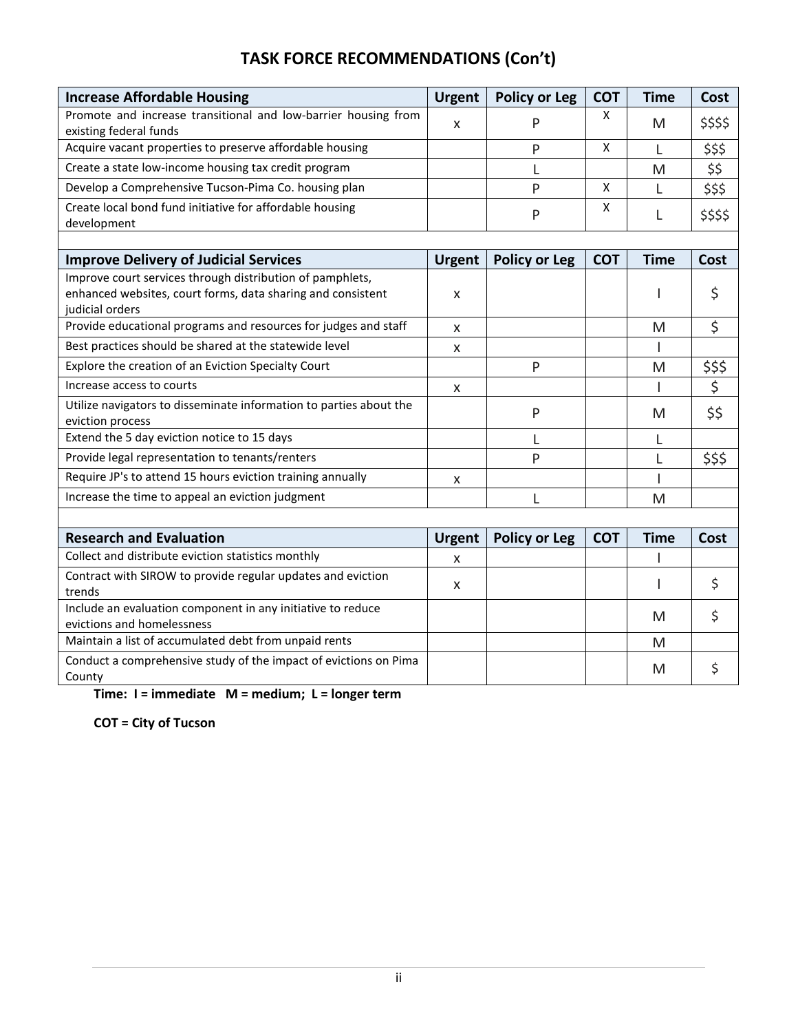# TASK FORCE RECOMMENDATIONS (Con't)

| Increase Affordable Housing | Urgent | Policy or Leg | COT | Time | Cost |
|---|---|---|---|---|---|
| Promote and increase transitional and low-barrier housing from existing federal funds | x | P | X | M | $$$$ |
| Acquire vacant properties to preserve affordable housing | | P | X | L | $$$ |
| Create a state low-income housing tax credit program | | L | | M | $$ |
| Develop a Comprehensive Tucson-Pima Co. housing plan | | P | X | L | $$$ |
| Create local bond fund initiative for affordable housing development | | P | X | L | $$$$ |

| Improve Delivery of Judicial Services | Urgent | Policy or Leg | COT | Time | Cost |
|---|---|---|---|---|---|
| Improve court services through distribution of pamphlets, enhanced websites, court forms, data sharing and consistent judicial orders | x | | | I | $ |
| Provide educational programs and resources for judges and staff | x | | | M | $ |
| Best practices should be shared at the statewide level | x | | | I | |
| Explore the creation of an Eviction Specialty Court | | P | | M | $$$ |
| Increase access to courts | x | | | I | $ |
| Utilize navigators to disseminate information to parties about the eviction process | | P | | M | $$ |
| Extend the 5 day eviction notice to 15 days | | L | | L | |
| Provide legal representation to tenants/renters | | P | | L | $$$ |
| Require JP's to attend 15 hours eviction training annually | x | | | I | |
| Increase the time to appeal an eviction judgment | | L | | M | |

| Research and Evaluation | Urgent | Policy or Leg | COT | Time | Cost |
|---|---|---|---|---|---|
| Collect and distribute eviction statistics monthly | x | | | I | |
| Contract with SIROW to provide regular updates and eviction trends | x | | | I | $ |
| Include an evaluation component in any initiative to reduce evictions and homelessness | | | | M | $ |
| Maintain a list of accumulated debt from unpaid rents | | | | M | |
| Conduct a comprehensive study of the impact of evictions on Pima County | | | | M | $ |

**Time: I = immediate M = medium; L = longer term**

**COT = City of Tucson**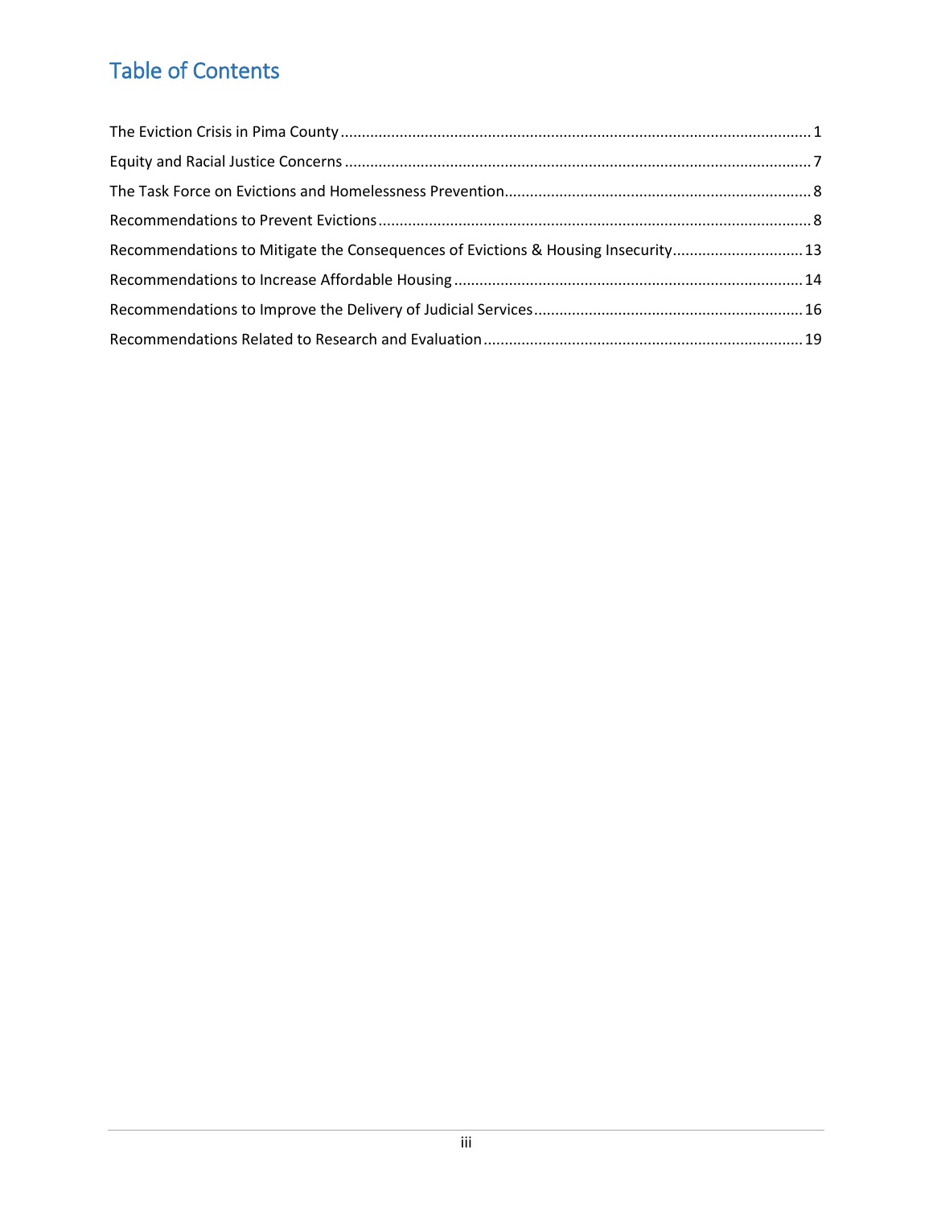# Table of Contents

The Eviction Crisis in Pima County ............................................................ 1

Equity and Racial Justice Concerns ............................................................ 7

The Task Force on Evictions and Homelessness Prevention ............................................................ 8

Recommendations to Prevent Evictions ............................................................ 8

Recommendations to Mitigate the Consequences of Evictions & Housing Insecurity ............................................................ 13

Recommendations to Increase Affordable Housing ............................................................ 14

Recommendations to Improve the Delivery of Judicial Services ............................................................ 16

Recommendations Related to Research and Evaluation ............................................................ 19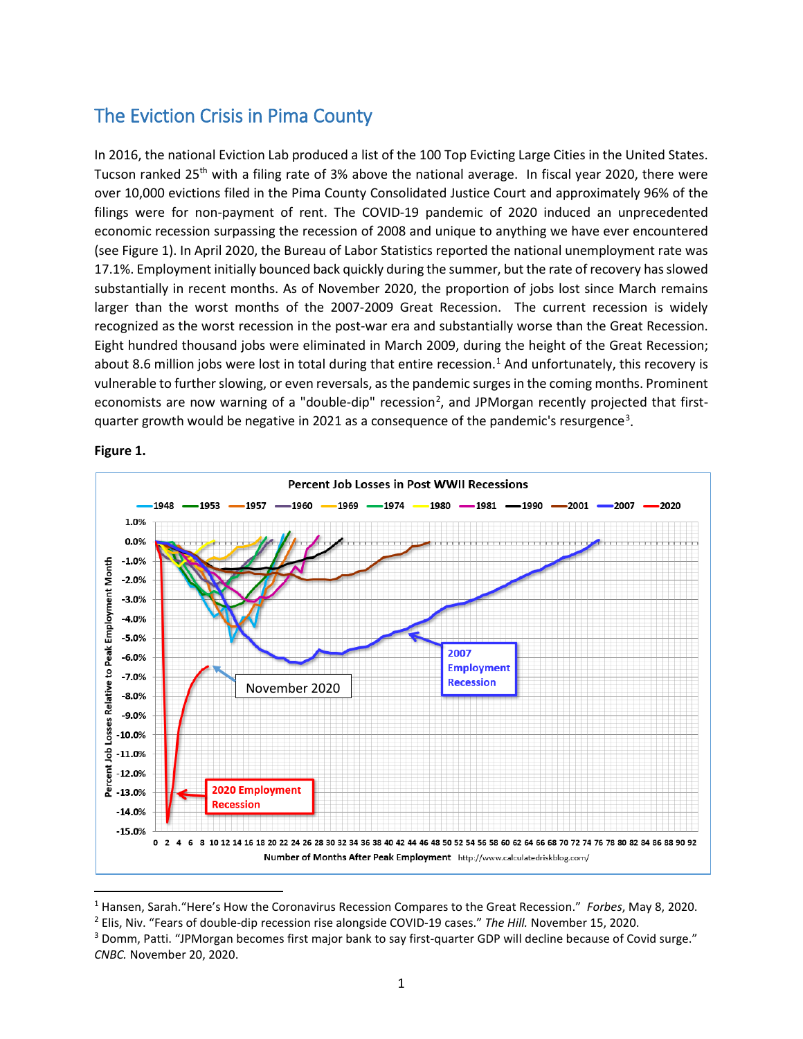## The Eviction Crisis in Pima County

In 2016, the national Eviction Lab produced a list of the 100 Top Evicting Large Cities in the United States. Tucson ranked 25th with a filing rate of 3% above the national average. In fiscal year 2020, there were over 10,000 evictions filed in the Pima County Consolidated Justice Court and approximately 96% of the filings were for non-payment of rent. The COVID-19 pandemic of 2020 induced an unprecedented economic recession surpassing the recession of 2008 and unique to anything we have ever encountered (see Figure 1). In April 2020, the Bureau of Labor Statistics reported the national unemployment rate was 17.1%. Employment initially bounced back quickly during the summer, but the rate of recovery has slowed substantially in recent months. As of November 2020, the proportion of jobs lost since March remains larger than the worst months of the 2007-2009 Great Recession. The current recession is widely recognized as the worst recession in the post-war era and substantially worse than the Great Recession. Eight hundred thousand jobs were eliminated in March 2009, during the height of the Great Recession; about 8.6 million jobs were lost in total during that entire recession.[1] And unfortunately, this recovery is vulnerable to further slowing, or even reversals, as the pandemic surges in the coming months. Prominent economists are now warning of a "double-dip" recession[2], and JPMorgan recently projected that first-quarter growth would be negative in 2021 as a consequence of the pandemic's resurgence[3].

**Figure 1.**

Percent Job Losses in Post WWII Recessions

---

[1] Hansen, Sarah."Here's How the Coronavirus Recession Compares to the Great Recession." *Forbes*, May 8, 2020.

[2] Elis, Niv. "Fears of double-dip recession rise alongside COVID-19 cases." *The Hill.* November 15, 2020.

[3] Domm, Patti. "JPMorgan becomes first major bank to say first-quarter GDP will decline because of Covid surge." *CNBC.* November 20, 2020.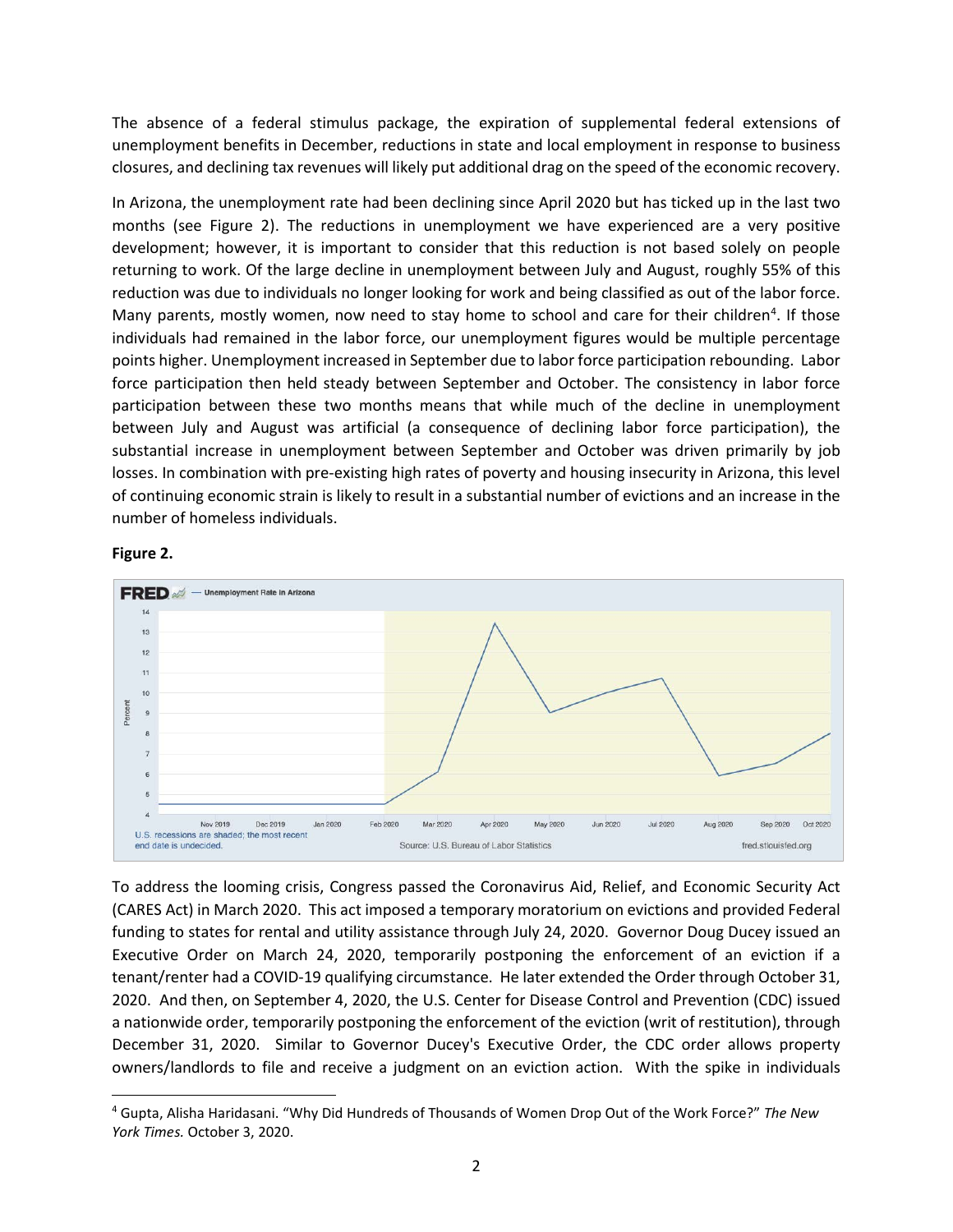The absence of a federal stimulus package, the expiration of supplemental federal extensions of unemployment benefits in December, reductions in state and local employment in response to business closures, and declining tax revenues will likely put additional drag on the speed of the economic recovery.

In Arizona, the unemployment rate had been declining since April 2020 but has ticked up in the last two months (see Figure 2). The reductions in unemployment we have experienced are a very positive development; however, it is important to consider that this reduction is not based solely on people returning to work. Of the large decline in unemployment between July and August, roughly 55% of this reduction was due to individuals no longer looking for work and being classified as out of the labor force. Many parents, mostly women, now need to stay home to school and care for their children[4]. If those individuals had remained in the labor force, our unemployment figures would be multiple percentage points higher. Unemployment increased in September due to labor force participation rebounding. Labor force participation then held steady between September and October. The consistency in labor force participation between these two months means that while much of the decline in unemployment between July and August was artificial (a consequence of declining labor force participation), the substantial increase in unemployment between September and October was driven primarily by job losses. In combination with pre-existing high rates of poverty and housing insecurity in Arizona, this level of continuing economic strain is likely to result in a substantial number of evictions and an increase in the number of homeless individuals.

**Figure 2.**

FRED — Unemployment Rate in Arizona

U.S. recessions are shaded; the most recent end date is undecided. Source: U.S. Bureau of Labor Statistics. fred.stlouisfed.org

To address the looming crisis, Congress passed the Coronavirus Aid, Relief, and Economic Security Act (CARES Act) in March 2020. This act imposed a temporary moratorium on evictions and provided Federal funding to states for rental and utility assistance through July 24, 2020. Governor Doug Ducey issued an Executive Order on March 24, 2020, temporarily postponing the enforcement of an eviction if a tenant/renter had a COVID-19 qualifying circumstance. He later extended the Order through October 31, 2020. And then, on September 4, 2020, the U.S. Center for Disease Control and Prevention (CDC) issued a nationwide order, temporarily postponing the enforcement of the eviction (writ of restitution), through December 31, 2020. Similar to Governor Ducey's Executive Order, the CDC order allows property owners/landlords to file and receive a judgment on an eviction action. With the spike in individuals

[4] Gupta, Alisha Haridasani. "Why Did Hundreds of Thousands of Women Drop Out of the Work Force?" *The New York Times.* October 3, 2020.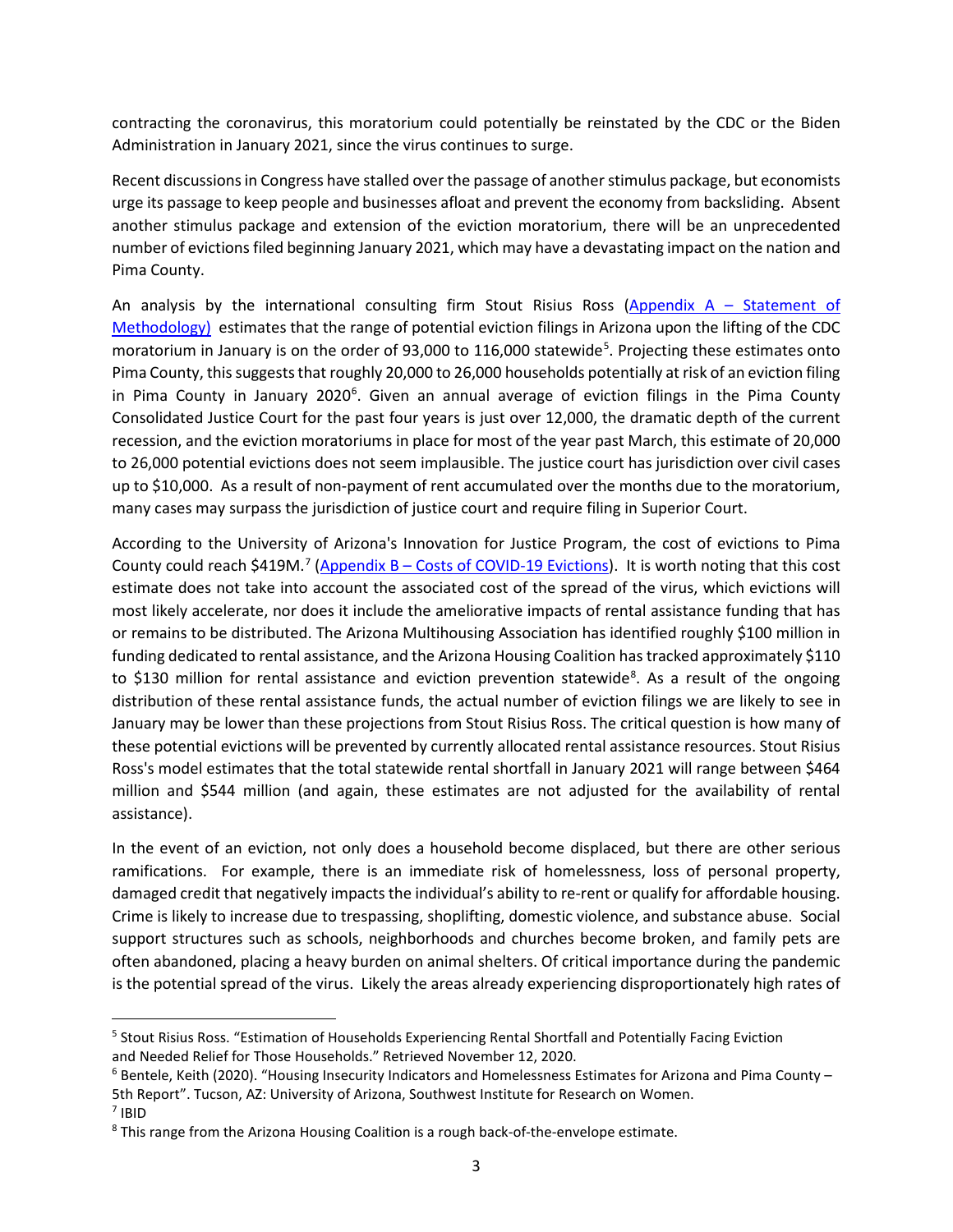contracting the coronavirus, this moratorium could potentially be reinstated by the CDC or the Biden Administration in January 2021, since the virus continues to surge.

Recent discussions in Congress have stalled over the passage of another stimulus package, but economists urge its passage to keep people and businesses afloat and prevent the economy from backsliding. Absent another stimulus package and extension of the eviction moratorium, there will be an unprecedented number of evictions filed beginning January 2021, which may have a devastating impact on the nation and Pima County.

An analysis by the international consulting firm Stout Risius Ross (Appendix A – Statement of Methodology) estimates that the range of potential eviction filings in Arizona upon the lifting of the CDC moratorium in January is on the order of 93,000 to 116,000 statewide[5]. Projecting these estimates onto Pima County, this suggests that roughly 20,000 to 26,000 households potentially at risk of an eviction filing in Pima County in January 2020[6]. Given an annual average of eviction filings in the Pima County Consolidated Justice Court for the past four years is just over 12,000, the dramatic depth of the current recession, and the eviction moratoriums in place for most of the year past March, this estimate of 20,000 to 26,000 potential evictions does not seem implausible. The justice court has jurisdiction over civil cases up to $10,000. As a result of non-payment of rent accumulated over the months due to the moratorium, many cases may surpass the jurisdiction of justice court and require filing in Superior Court.

According to the University of Arizona's Innovation for Justice Program, the cost of evictions to Pima County could reach $419M.[7] (Appendix B – Costs of COVID-19 Evictions). It is worth noting that this cost estimate does not take into account the associated cost of the spread of the virus, which evictions will most likely accelerate, nor does it include the ameliorative impacts of rental assistance funding that has or remains to be distributed. The Arizona Multihousing Association has identified roughly $100 million in funding dedicated to rental assistance, and the Arizona Housing Coalition has tracked approximately $110 to $130 million for rental assistance and eviction prevention statewide[8]. As a result of the ongoing distribution of these rental assistance funds, the actual number of eviction filings we are likely to see in January may be lower than these projections from Stout Risius Ross. The critical question is how many of these potential evictions will be prevented by currently allocated rental assistance resources. Stout Risius Ross's model estimates that the total statewide rental shortfall in January 2021 will range between $464 million and $544 million (and again, these estimates are not adjusted for the availability of rental assistance).

In the event of an eviction, not only does a household become displaced, but there are other serious ramifications. For example, there is an immediate risk of homelessness, loss of personal property, damaged credit that negatively impacts the individual's ability to re-rent or qualify for affordable housing. Crime is likely to increase due to trespassing, shoplifting, domestic violence, and substance abuse. Social support structures such as schools, neighborhoods and churches become broken, and family pets are often abandoned, placing a heavy burden on animal shelters. Of critical importance during the pandemic is the potential spread of the virus. Likely the areas already experiencing disproportionately high rates of

---

[5] Stout Risius Ross. "Estimation of Households Experiencing Rental Shortfall and Potentially Facing Eviction and Needed Relief for Those Households." Retrieved November 12, 2020.

[6] Bentele, Keith (2020). "Housing Insecurity Indicators and Homelessness Estimates for Arizona and Pima County – 5th Report". Tucson, AZ: University of Arizona, Southwest Institute for Research on Women.

[7] IBID

[8] This range from the Arizona Housing Coalition is a rough back-of-the-envelope estimate.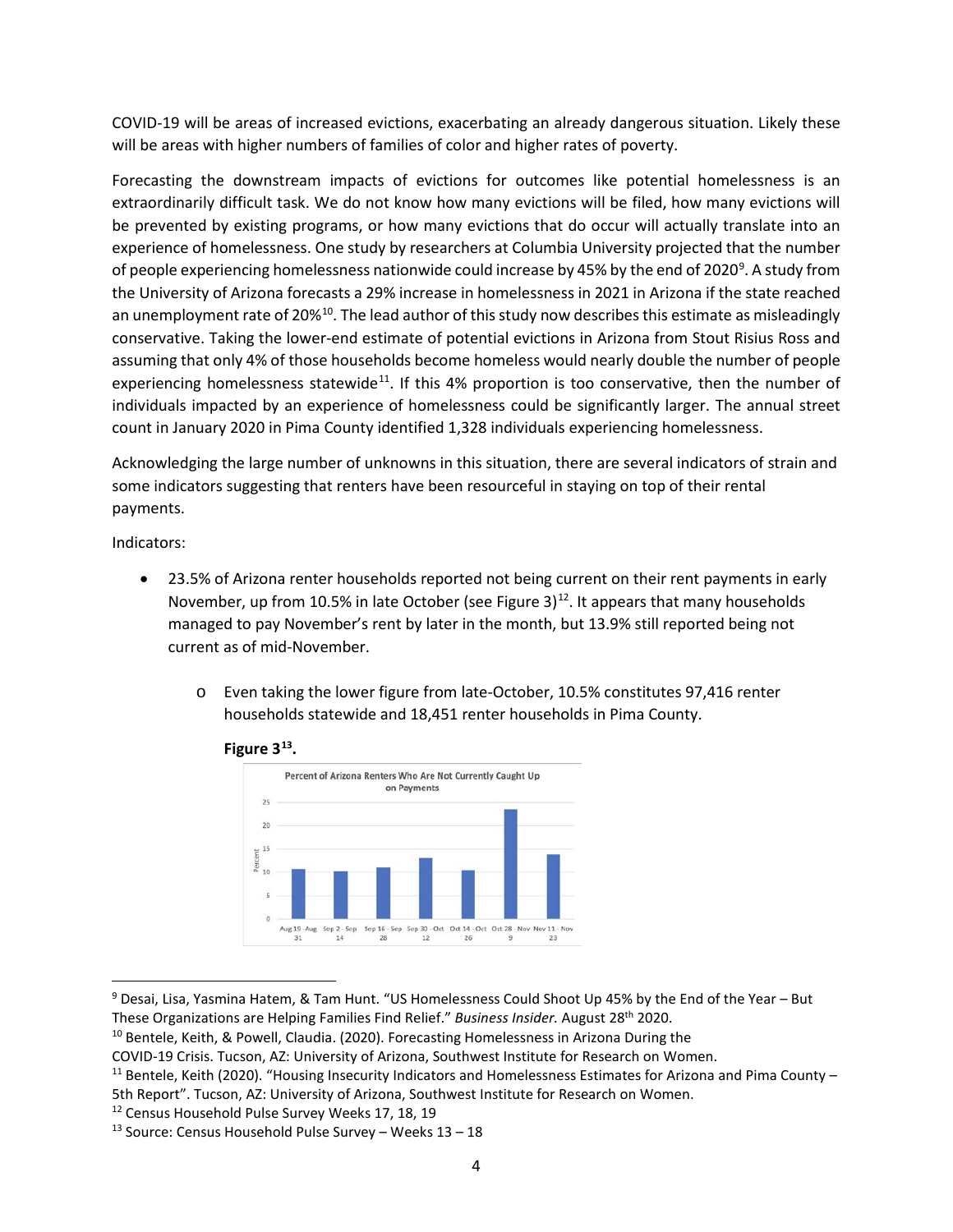COVID-19 will be areas of increased evictions, exacerbating an already dangerous situation. Likely these will be areas with higher numbers of families of color and higher rates of poverty.

Forecasting the downstream impacts of evictions for outcomes like potential homelessness is an extraordinarily difficult task. We do not know how many evictions will be filed, how many evictions will be prevented by existing programs, or how many evictions that do occur will actually translate into an experience of homelessness. One study by researchers at Columbia University projected that the number of people experiencing homelessness nationwide could increase by 45% by the end of 2020[9]. A study from the University of Arizona forecasts a 29% increase in homelessness in 2021 in Arizona if the state reached an unemployment rate of 20%[10]. The lead author of this study now describes this estimate as misleadingly conservative. Taking the lower-end estimate of potential evictions in Arizona from Stout Risius Ross and assuming that only 4% of those households become homeless would nearly double the number of people experiencing homelessness statewide[11]. If this 4% proportion is too conservative, then the number of individuals impacted by an experience of homelessness could be significantly larger. The annual street count in January 2020 in Pima County identified 1,328 individuals experiencing homelessness.

Acknowledging the large number of unknowns in this situation, there are several indicators of strain and some indicators suggesting that renters have been resourceful in staying on top of their rental payments.

Indicators:

- 23.5% of Arizona renter households reported not being current on their rent payments in early November, up from 10.5% in late October (see Figure 3)[12]. It appears that many households managed to pay November's rent by later in the month, but 13.9% still reported being not current as of mid-November.
    - Even taking the lower figure from late-October, 10.5% constitutes 97,416 renter households statewide and 18,451 renter households in Pima County.

**Figure 3[13].**

Percent of Arizona Renters Who Are Not Currently Caught Up on Payments

| Period | Percent |
|---|---|
| Aug 19 - Aug 31 | ~10.5 |
| Sep 2 - Sep 14 | ~10 |
| Sep 16 - Sep 28 | ~11 |
| Sep 30 - Oct 12 | ~13 |
| Oct 14 - Oct 26 | ~10.5 |
| Oct 28 - Nov 9 | ~23.5 |
| Nov 11 - Nov 23 | ~13.9 |

---

[9] Desai, Lisa, Yasmina Hatem, & Tam Hunt. "US Homelessness Could Shoot Up 45% by the End of the Year – But These Organizations are Helping Families Find Relief." *Business Insider.* August 28th 2020.

[10] Bentele, Keith, & Powell, Claudia. (2020). Forecasting Homelessness in Arizona During the COVID-19 Crisis. Tucson, AZ: University of Arizona, Southwest Institute for Research on Women.

[11] Bentele, Keith (2020). "Housing Insecurity Indicators and Homelessness Estimates for Arizona and Pima County – 5th Report". Tucson, AZ: University of Arizona, Southwest Institute for Research on Women.

[12] Census Household Pulse Survey Weeks 17, 18, 19

[13] Source: Census Household Pulse Survey – Weeks 13 – 18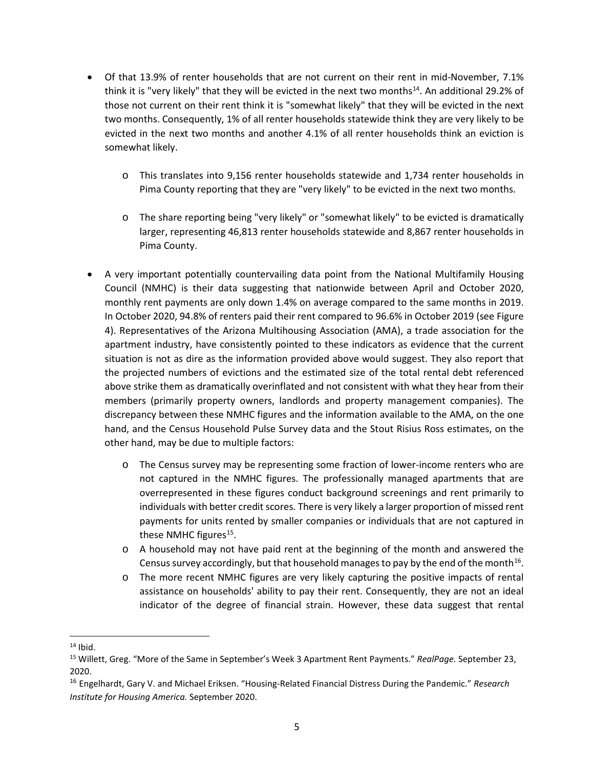- Of that 13.9% of renter households that are not current on their rent in mid-November, 7.1% think it is "very likely" that they will be evicted in the next two months[14]. An additional 29.2% of those not current on their rent think it is "somewhat likely" that they will be evicted in the next two months. Consequently, 1% of all renter households statewide think they are very likely to be evicted in the next two months and another 4.1% of all renter households think an eviction is somewhat likely.
  - This translates into 9,156 renter households statewide and 1,734 renter households in Pima County reporting that they are "very likely" to be evicted in the next two months.
  - The share reporting being "very likely" or "somewhat likely" to be evicted is dramatically larger, representing 46,813 renter households statewide and 8,867 renter households in Pima County.
- A very important potentially countervailing data point from the National Multifamily Housing Council (NMHC) is their data suggesting that nationwide between April and October 2020, monthly rent payments are only down 1.4% on average compared to the same months in 2019. In October 2020, 94.8% of renters paid their rent compared to 96.6% in October 2019 (see Figure 4). Representatives of the Arizona Multihousing Association (AMA), a trade association for the apartment industry, have consistently pointed to these indicators as evidence that the current situation is not as dire as the information provided above would suggest. They also report that the projected numbers of evictions and the estimated size of the total rental debt referenced above strike them as dramatically overinflated and not consistent with what they hear from their members (primarily property owners, landlords and property management companies). The discrepancy between these NMHC figures and the information available to the AMA, on the one hand, and the Census Household Pulse Survey data and the Stout Risius Ross estimates, on the other hand, may be due to multiple factors:
  - The Census survey may be representing some fraction of lower-income renters who are not captured in the NMHC figures. The professionally managed apartments that are overrepresented in these figures conduct background screenings and rent primarily to individuals with better credit scores. There is very likely a larger proportion of missed rent payments for units rented by smaller companies or individuals that are not captured in these NMHC figures[15].
  - A household may not have paid rent at the beginning of the month and answered the Census survey accordingly, but that household manages to pay by the end of the month[16].
  - The more recent NMHC figures are very likely capturing the positive impacts of rental assistance on households' ability to pay their rent. Consequently, they are not an ideal indicator of the degree of financial strain. However, these data suggest that rental

---

[14] Ibid.

[15] Willett, Greg. "More of the Same in September's Week 3 Apartment Rent Payments." *RealPage.* September 23, 2020.

[16] Engelhardt, Gary V. and Michael Eriksen. "Housing-Related Financial Distress During the Pandemic." *Research Institute for Housing America.* September 2020.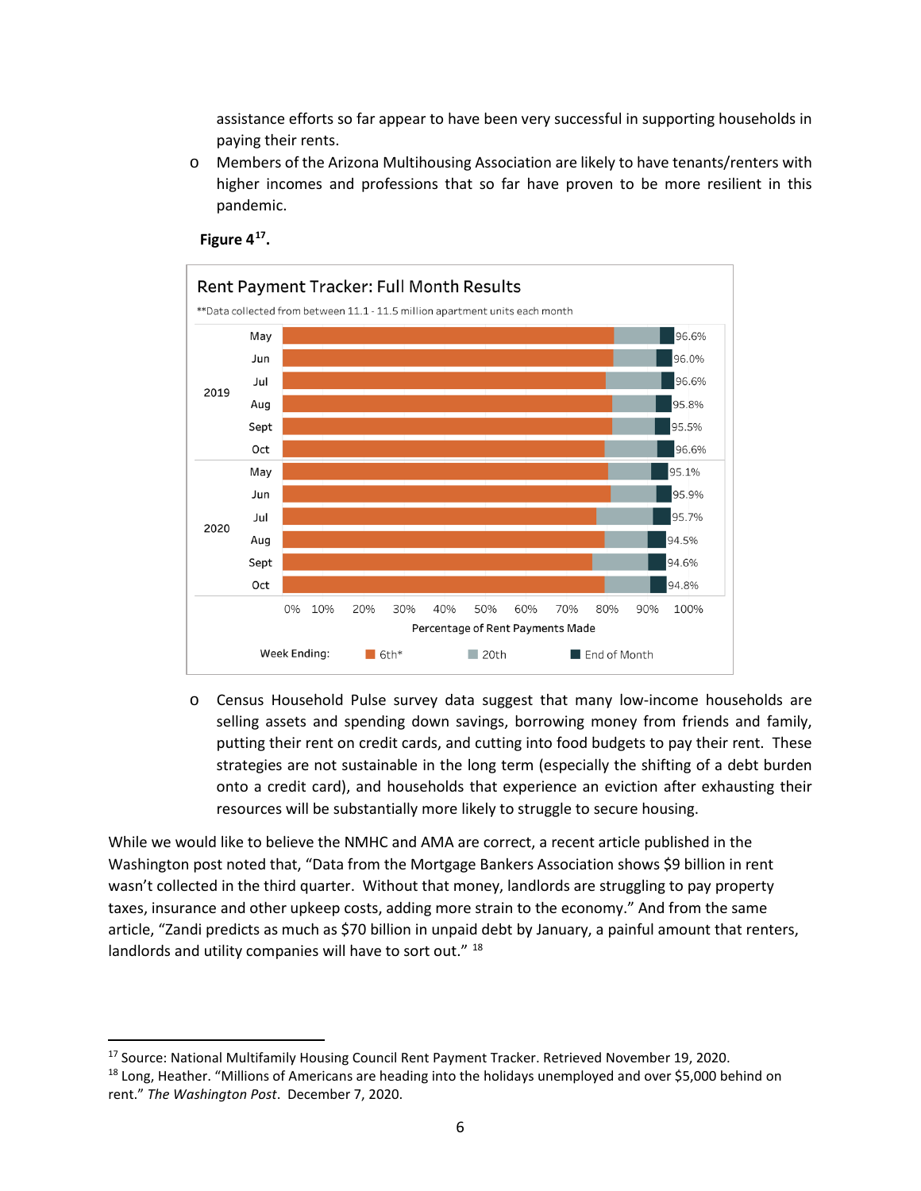assistance efforts so far appear to have been very successful in supporting households in paying their rents.

- Members of the Arizona Multihousing Association are likely to have tenants/renters with higher incomes and professions that so far have proven to be more resilient in this pandemic.

**Figure 4[17].**

Rent Payment Tracker: Full Month Results

**Data collected from between 11.1 - 11.5 million apartment units each month

| Year | Month | End of Month |
|---|---|---|
| 2019 | May | 96.6% |
| | Jun | 96.0% |
| | Jul | 96.6% |
| | Aug | 95.8% |
| | Sept | 95.5% |
| | Oct | 96.6% |
| 2020 | May | 95.1% |
| | Jun | 95.9% |
| | Jul | 95.7% |
| | Aug | 94.5% |
| | Sept | 94.6% |
| | Oct | 94.8% |

Percentage of Rent Payments Made

Week Ending: 6th* / 20th / End of Month

- Census Household Pulse survey data suggest that many low-income households are selling assets and spending down savings, borrowing money from friends and family, putting their rent on credit cards, and cutting into food budgets to pay their rent. These strategies are not sustainable in the long term (especially the shifting of a debt burden onto a credit card), and households that experience an eviction after exhausting their resources will be substantially more likely to struggle to secure housing.

While we would like to believe the NMHC and AMA are correct, a recent article published in the Washington post noted that, "Data from the Mortgage Bankers Association shows $9 billion in rent wasn't collected in the third quarter. Without that money, landlords are struggling to pay property taxes, insurance and other upkeep costs, adding more strain to the economy." And from the same article, "Zandi predicts as much as $70 billion in unpaid debt by January, a painful amount that renters, landlords and utility companies will have to sort out." [18]

---

[17] Source: National Multifamily Housing Council Rent Payment Tracker. Retrieved November 19, 2020.

[18] Long, Heather. "Millions of Americans are heading into the holidays unemployed and over $5,000 behind on rent." *The Washington Post*. December 7, 2020.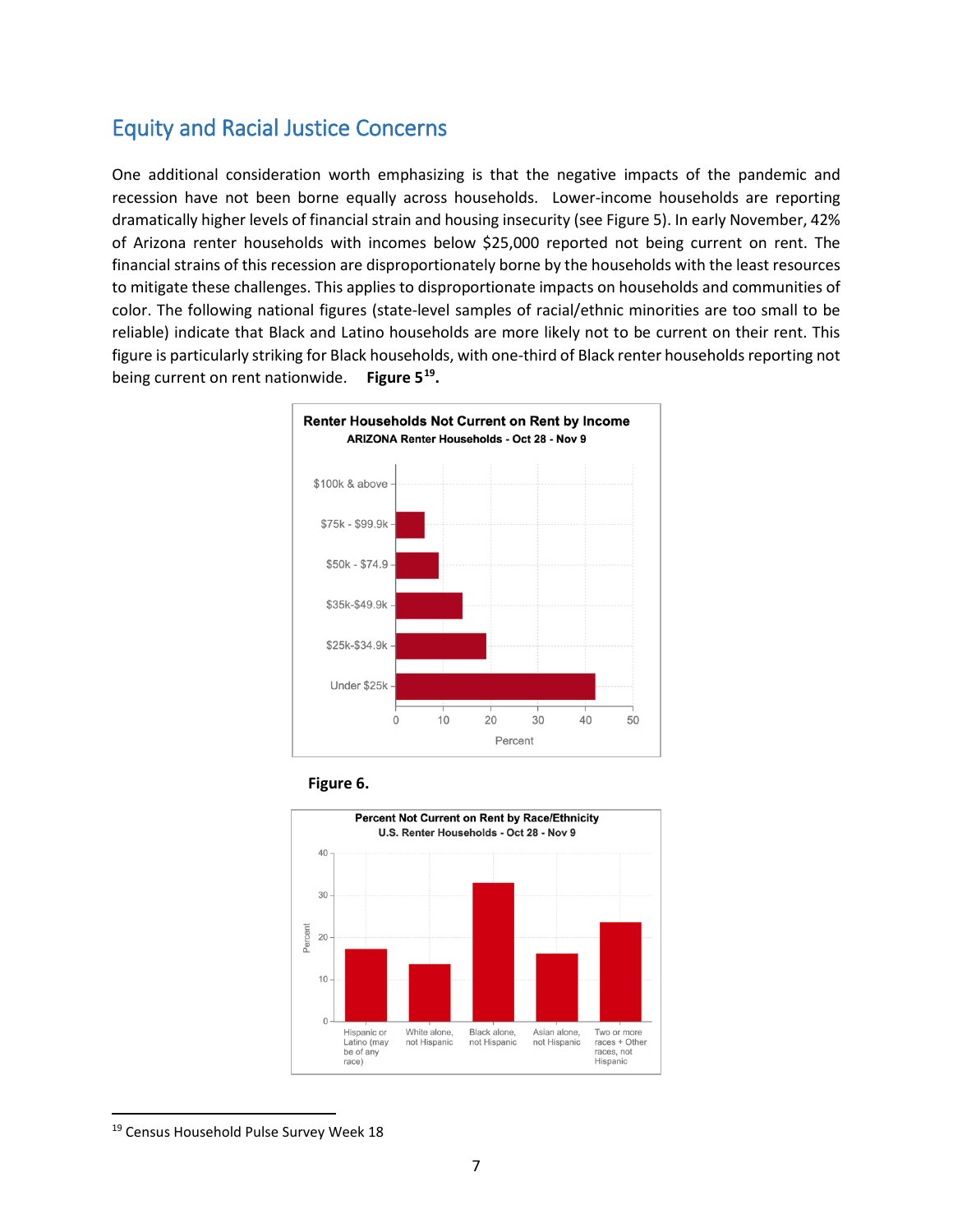## Equity and Racial Justice Concerns

One additional consideration worth emphasizing is that the negative impacts of the pandemic and recession have not been borne equally across households. Lower-income households are reporting dramatically higher levels of financial strain and housing insecurity (see Figure 5). In early November, 42% of Arizona renter households with incomes below $25,000 reported not being current on rent. The financial strains of this recession are disproportionately borne by the households with the least resources to mitigate these challenges. This applies to disproportionate impacts on households and communities of color. The following national figures (state-level samples of racial/ethnic minorities are too small to be reliable) indicate that Black and Latino households are more likely not to be current on their rent. This figure is particularly striking for Black households, with one-third of Black renter households reporting not being current on rent nationwide. **Figure 5**[19]**.**

**Renter Households Not Current on Rent by Income**
ARIZONA Renter Households - Oct 28 - Nov 9

**Figure 6.**

**Percent Not Current on Rent by Race/Ethnicity**
U.S. Renter Households - Oct 28 - Nov 9

[19] Census Household Pulse Survey Week 18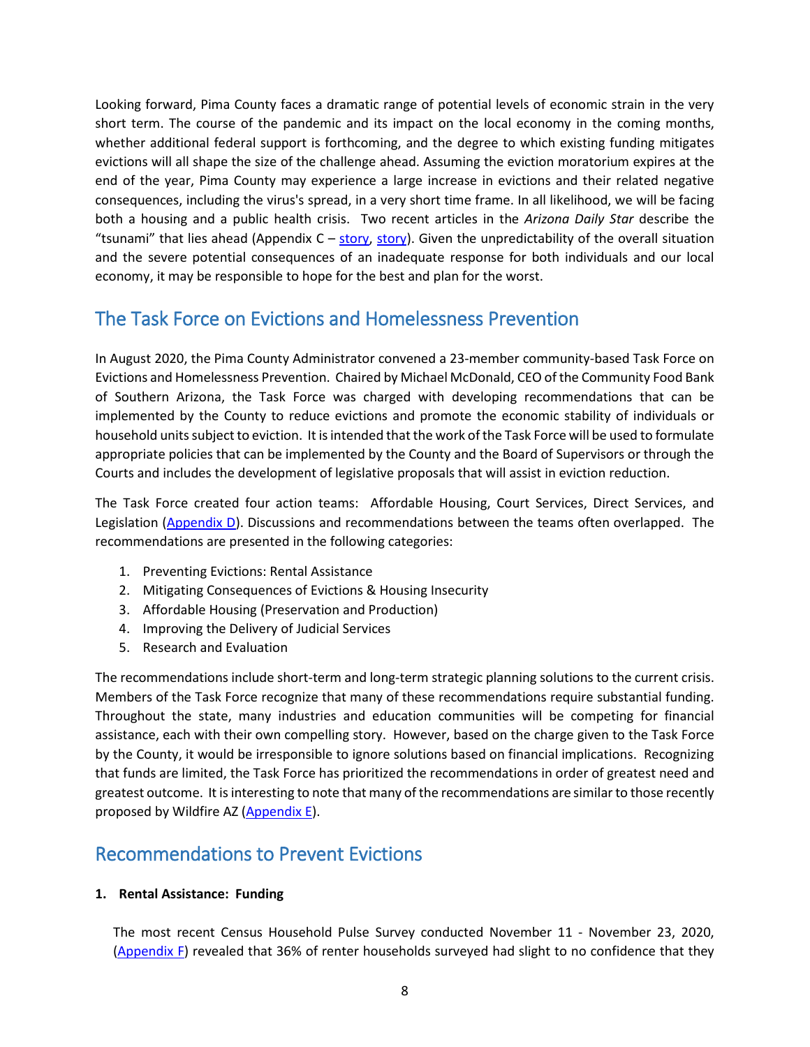Looking forward, Pima County faces a dramatic range of potential levels of economic strain in the very short term. The course of the pandemic and its impact on the local economy in the coming months, whether additional federal support is forthcoming, and the degree to which existing funding mitigates evictions will all shape the size of the challenge ahead. Assuming the eviction moratorium expires at the end of the year, Pima County may experience a large increase in evictions and their related negative consequences, including the virus's spread, in a very short time frame. In all likelihood, we will be facing both a housing and a public health crisis. Two recent articles in the *Arizona Daily Star* describe the "tsunami" that lies ahead (Appendix C – story, story). Given the unpredictability of the overall situation and the severe potential consequences of an inadequate response for both individuals and our local economy, it may be responsible to hope for the best and plan for the worst.

## The Task Force on Evictions and Homelessness Prevention

In August 2020, the Pima County Administrator convened a 23-member community-based Task Force on Evictions and Homelessness Prevention. Chaired by Michael McDonald, CEO of the Community Food Bank of Southern Arizona, the Task Force was charged with developing recommendations that can be implemented by the County to reduce evictions and promote the economic stability of individuals or household units subject to eviction. It is intended that the work of the Task Force will be used to formulate appropriate policies that can be implemented by the County and the Board of Supervisors or through the Courts and includes the development of legislative proposals that will assist in eviction reduction.

The Task Force created four action teams: Affordable Housing, Court Services, Direct Services, and Legislation (Appendix D). Discussions and recommendations between the teams often overlapped. The recommendations are presented in the following categories:

1. Preventing Evictions: Rental Assistance
2. Mitigating Consequences of Evictions & Housing Insecurity
3. Affordable Housing (Preservation and Production)
4. Improving the Delivery of Judicial Services
5. Research and Evaluation

The recommendations include short-term and long-term strategic planning solutions to the current crisis. Members of the Task Force recognize that many of these recommendations require substantial funding. Throughout the state, many industries and education communities will be competing for financial assistance, each with their own compelling story. However, based on the charge given to the Task Force by the County, it would be irresponsible to ignore solutions based on financial implications. Recognizing that funds are limited, the Task Force has prioritized the recommendations in order of greatest need and greatest outcome. It is interesting to note that many of the recommendations are similar to those recently proposed by Wildfire AZ (Appendix E).

## Recommendations to Prevent Evictions

**1. Rental Assistance: Funding**

The most recent Census Household Pulse Survey conducted November 11 - November 23, 2020, (Appendix F) revealed that 36% of renter households surveyed had slight to no confidence that they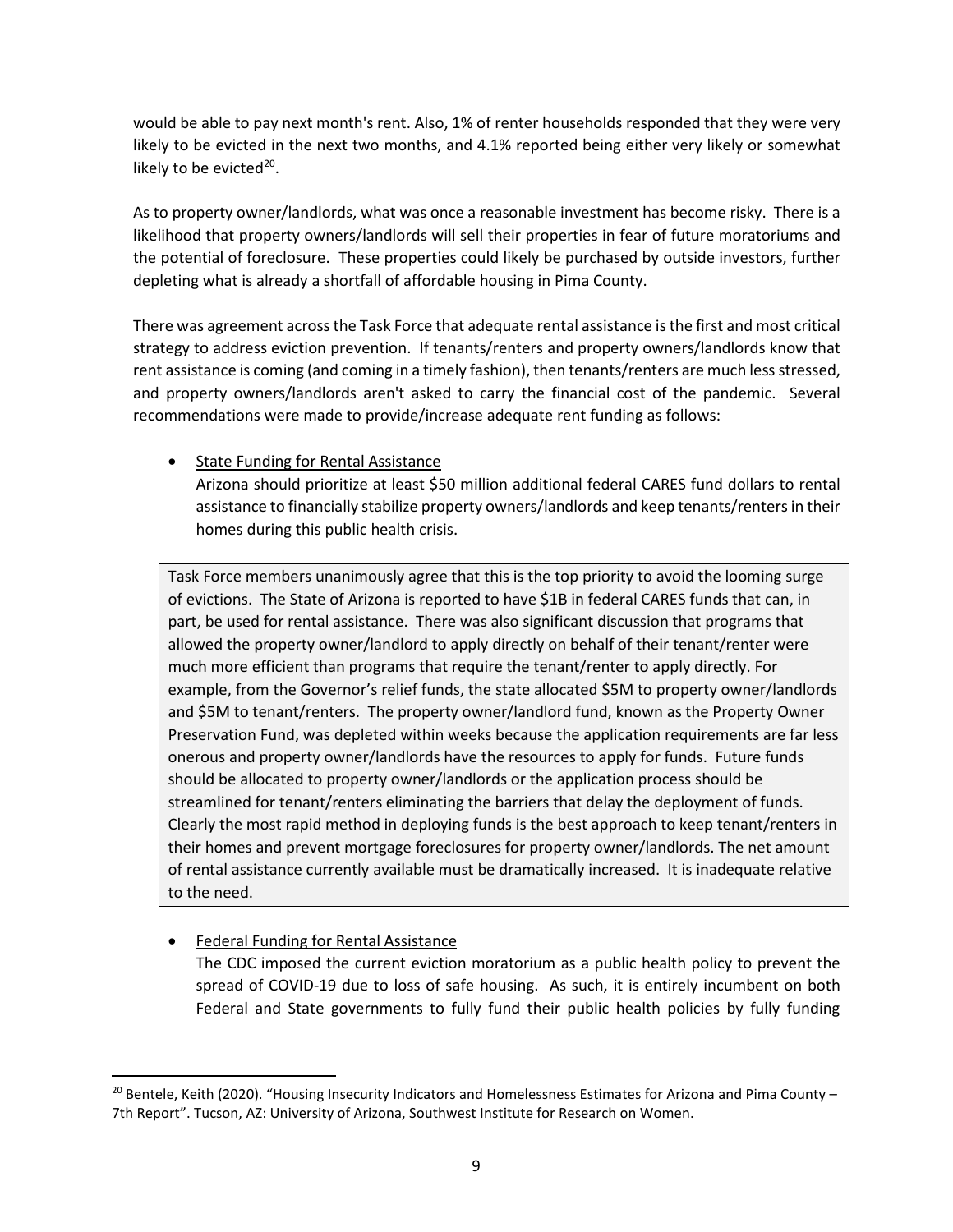would be able to pay next month's rent. Also, 1% of renter households responded that they were very likely to be evicted in the next two months, and 4.1% reported being either very likely or somewhat likely to be evicted[20].

As to property owner/landlords, what was once a reasonable investment has become risky. There is a likelihood that property owners/landlords will sell their properties in fear of future moratoriums and the potential of foreclosure. These properties could likely be purchased by outside investors, further depleting what is already a shortfall of affordable housing in Pima County.

There was agreement across the Task Force that adequate rental assistance is the first and most critical strategy to address eviction prevention. If tenants/renters and property owners/landlords know that rent assistance is coming (and coming in a timely fashion), then tenants/renters are much less stressed, and property owners/landlords aren't asked to carry the financial cost of the pandemic. Several recommendations were made to provide/increase adequate rent funding as follows:

- <u>State Funding for Rental Assistance</u>
  Arizona should prioritize at least $50 million additional federal CARES fund dollars to rental assistance to financially stabilize property owners/landlords and keep tenants/renters in their homes during this public health crisis.

> Task Force members unanimously agree that this is the top priority to avoid the looming surge of evictions. The State of Arizona is reported to have $1B in federal CARES funds that can, in part, be used for rental assistance. There was also significant discussion that programs that allowed the property owner/landlord to apply directly on behalf of their tenant/renter were much more efficient than programs that require the tenant/renter to apply directly. For example, from the Governor's relief funds, the state allocated $5M to property owner/landlords and $5M to tenant/renters. The property owner/landlord fund, known as the Property Owner Preservation Fund, was depleted within weeks because the application requirements are far less onerous and property owner/landlords have the resources to apply for funds. Future funds should be allocated to property owner/landlords or the application process should be streamlined for tenant/renters eliminating the barriers that delay the deployment of funds. Clearly the most rapid method in deploying funds is the best approach to keep tenant/renters in their homes and prevent mortgage foreclosures for property owner/landlords. The net amount of rental assistance currently available must be dramatically increased. It is inadequate relative to the need.

- <u>Federal Funding for Rental Assistance</u>
  The CDC imposed the current eviction moratorium as a public health policy to prevent the spread of COVID-19 due to loss of safe housing. As such, it is entirely incumbent on both Federal and State governments to fully fund their public health policies by fully funding

[20] Bentele, Keith (2020). "Housing Insecurity Indicators and Homelessness Estimates for Arizona and Pima County – 7th Report". Tucson, AZ: University of Arizona, Southwest Institute for Research on Women.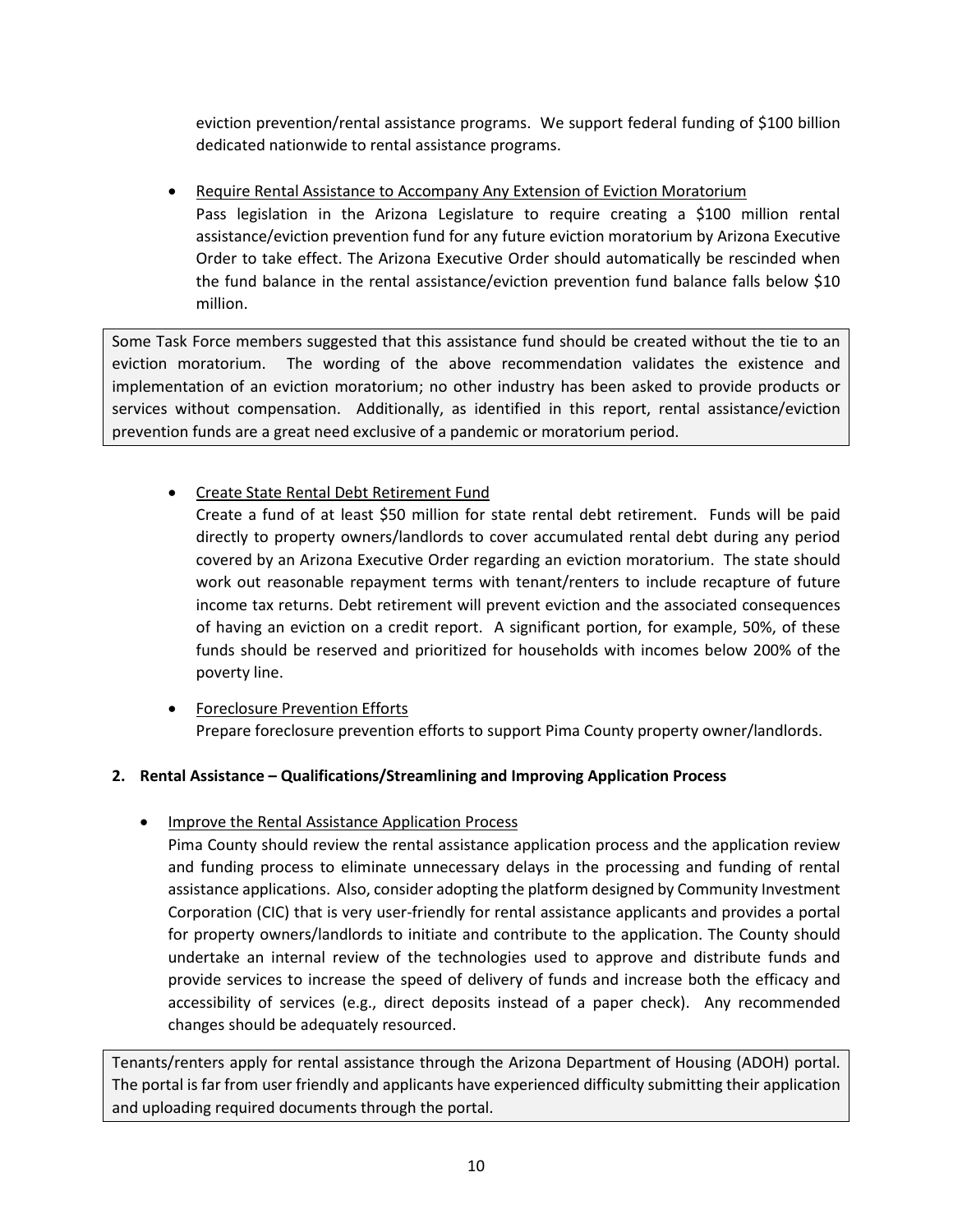eviction prevention/rental assistance programs. We support federal funding of $100 billion dedicated nationwide to rental assistance programs.

- Require Rental Assistance to Accompany Any Extension of Eviction Moratorium
  Pass legislation in the Arizona Legislature to require creating a $100 million rental assistance/eviction prevention fund for any future eviction moratorium by Arizona Executive Order to take effect. The Arizona Executive Order should automatically be rescinded when the fund balance in the rental assistance/eviction prevention fund balance falls below $10 million.

> Some Task Force members suggested that this assistance fund should be created without the tie to an eviction moratorium. The wording of the above recommendation validates the existence and implementation of an eviction moratorium; no other industry has been asked to provide products or services without compensation. Additionally, as identified in this report, rental assistance/eviction prevention funds are a great need exclusive of a pandemic or moratorium period.

- Create State Rental Debt Retirement Fund
  Create a fund of at least $50 million for state rental debt retirement. Funds will be paid directly to property owners/landlords to cover accumulated rental debt during any period covered by an Arizona Executive Order regarding an eviction moratorium. The state should work out reasonable repayment terms with tenant/renters to include recapture of future income tax returns. Debt retirement will prevent eviction and the associated consequences of having an eviction on a credit report. A significant portion, for example, 50%, of these funds should be reserved and prioritized for households with incomes below 200% of the poverty line.

- Foreclosure Prevention Efforts
  Prepare foreclosure prevention efforts to support Pima County property owner/landlords.

**2. Rental Assistance – Qualifications/Streamlining and Improving Application Process**

- Improve the Rental Assistance Application Process
  Pima County should review the rental assistance application process and the application review and funding process to eliminate unnecessary delays in the processing and funding of rental assistance applications. Also, consider adopting the platform designed by Community Investment Corporation (CIC) that is very user-friendly for rental assistance applicants and provides a portal for property owners/landlords to initiate and contribute to the application. The County should undertake an internal review of the technologies used to approve and distribute funds and provide services to increase the speed of delivery of funds and increase both the efficacy and accessibility of services (e.g., direct deposits instead of a paper check). Any recommended changes should be adequately resourced.

> Tenants/renters apply for rental assistance through the Arizona Department of Housing (ADOH) portal. The portal is far from user friendly and applicants have experienced difficulty submitting their application and uploading required documents through the portal.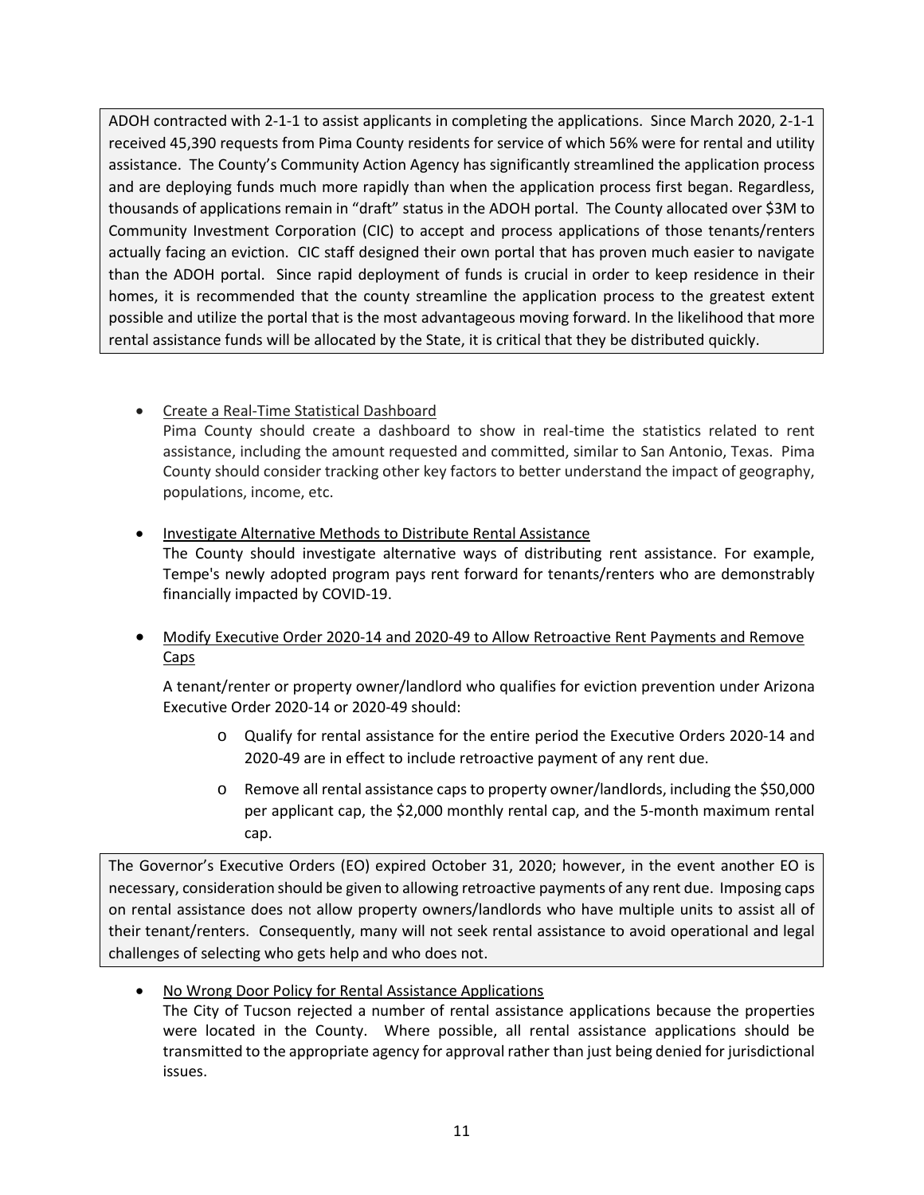ADOH contracted with 2-1-1 to assist applicants in completing the applications. Since March 2020, 2-1-1 received 45,390 requests from Pima County residents for service of which 56% were for rental and utility assistance. The County's Community Action Agency has significantly streamlined the application process and are deploying funds much more rapidly than when the application process first began. Regardless, thousands of applications remain in "draft" status in the ADOH portal. The County allocated over $3M to Community Investment Corporation (CIC) to accept and process applications of those tenants/renters actually facing an eviction. CIC staff designed their own portal that has proven much easier to navigate than the ADOH portal. Since rapid deployment of funds is crucial in order to keep residence in their homes, it is recommended that the county streamline the application process to the greatest extent possible and utilize the portal that is the most advantageous moving forward. In the likelihood that more rental assistance funds will be allocated by the State, it is critical that they be distributed quickly.

- <u>Create a Real-Time Statistical Dashboard</u>
  Pima County should create a dashboard to show in real-time the statistics related to rent assistance, including the amount requested and committed, similar to San Antonio, Texas. Pima County should consider tracking other key factors to better understand the impact of geography, populations, income, etc.

- <u>Investigate Alternative Methods to Distribute Rental Assistance</u>
  The County should investigate alternative ways of distributing rent assistance. For example, Tempe's newly adopted program pays rent forward for tenants/renters who are demonstrably financially impacted by COVID-19.

- <u>Modify Executive Order 2020-14 and 2020-49 to Allow Retroactive Rent Payments and Remove Caps</u>

  A tenant/renter or property owner/landlord who qualifies for eviction prevention under Arizona Executive Order 2020-14 or 2020-49 should:

  - Qualify for rental assistance for the entire period the Executive Orders 2020-14 and 2020-49 are in effect to include retroactive payment of any rent due.
  - Remove all rental assistance caps to property owner/landlords, including the $50,000 per applicant cap, the $2,000 monthly rental cap, and the 5-month maximum rental cap.

The Governor's Executive Orders (EO) expired October 31, 2020; however, in the event another EO is necessary, consideration should be given to allowing retroactive payments of any rent due. Imposing caps on rental assistance does not allow property owners/landlords who have multiple units to assist all of their tenant/renters. Consequently, many will not seek rental assistance to avoid operational and legal challenges of selecting who gets help and who does not.

- <u>No Wrong Door Policy for Rental Assistance Applications</u>
  The City of Tucson rejected a number of rental assistance applications because the properties were located in the County. Where possible, all rental assistance applications should be transmitted to the appropriate agency for approval rather than just being denied for jurisdictional issues.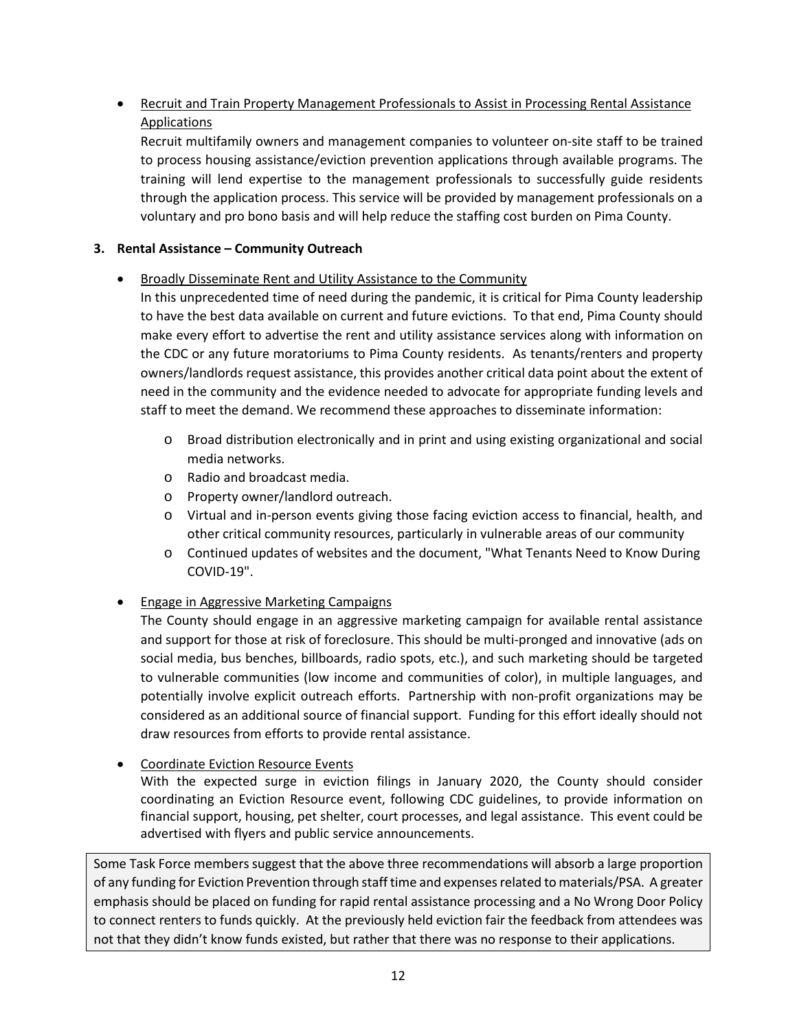- Recruit and Train Property Management Professionals to Assist in Processing Rental Assistance Applications
  Recruit multifamily owners and management companies to volunteer on-site staff to be trained to process housing assistance/eviction prevention applications through available programs. The training will lend expertise to the management professionals to successfully guide residents through the application process. This service will be provided by management professionals on a voluntary and pro bono basis and will help reduce the staffing cost burden on Pima County.

**3. Rental Assistance – Community Outreach**

- Broadly Disseminate Rent and Utility Assistance to the Community
  In this unprecedented time of need during the pandemic, it is critical for Pima County leadership to have the best data available on current and future evictions. To that end, Pima County should make every effort to advertise the rent and utility assistance services along with information on the CDC or any future moratoriums to Pima County residents. As tenants/renters and property owners/landlords request assistance, this provides another critical data point about the extent of need in the community and the evidence needed to advocate for appropriate funding levels and staff to meet the demand. We recommend these approaches to disseminate information:
  - Broad distribution electronically and in print and using existing organizational and social media networks.
  - Radio and broadcast media.
  - Property owner/landlord outreach.
  - Virtual and in-person events giving those facing eviction access to financial, health, and other critical community resources, particularly in vulnerable areas of our community
  - Continued updates of websites and the document, "What Tenants Need to Know During COVID-19".

- Engage in Aggressive Marketing Campaigns
  The County should engage in an aggressive marketing campaign for available rental assistance and support for those at risk of foreclosure. This should be multi-pronged and innovative (ads on social media, bus benches, billboards, radio spots, etc.), and such marketing should be targeted to vulnerable communities (low income and communities of color), in multiple languages, and potentially involve explicit outreach efforts. Partnership with non-profit organizations may be considered as an additional source of financial support. Funding for this effort ideally should not draw resources from efforts to provide rental assistance.

- Coordinate Eviction Resource Events
  With the expected surge in eviction filings in January 2020, the County should consider coordinating an Eviction Resource event, following CDC guidelines, to provide information on financial support, housing, pet shelter, court processes, and legal assistance. This event could be advertised with flyers and public service announcements.

Some Task Force members suggest that the above three recommendations will absorb a large proportion of any funding for Eviction Prevention through staff time and expenses related to materials/PSA. A greater emphasis should be placed on funding for rapid rental assistance processing and a No Wrong Door Policy to connect renters to funds quickly. At the previously held eviction fair the feedback from attendees was not that they didn't know funds existed, but rather that there was no response to their applications.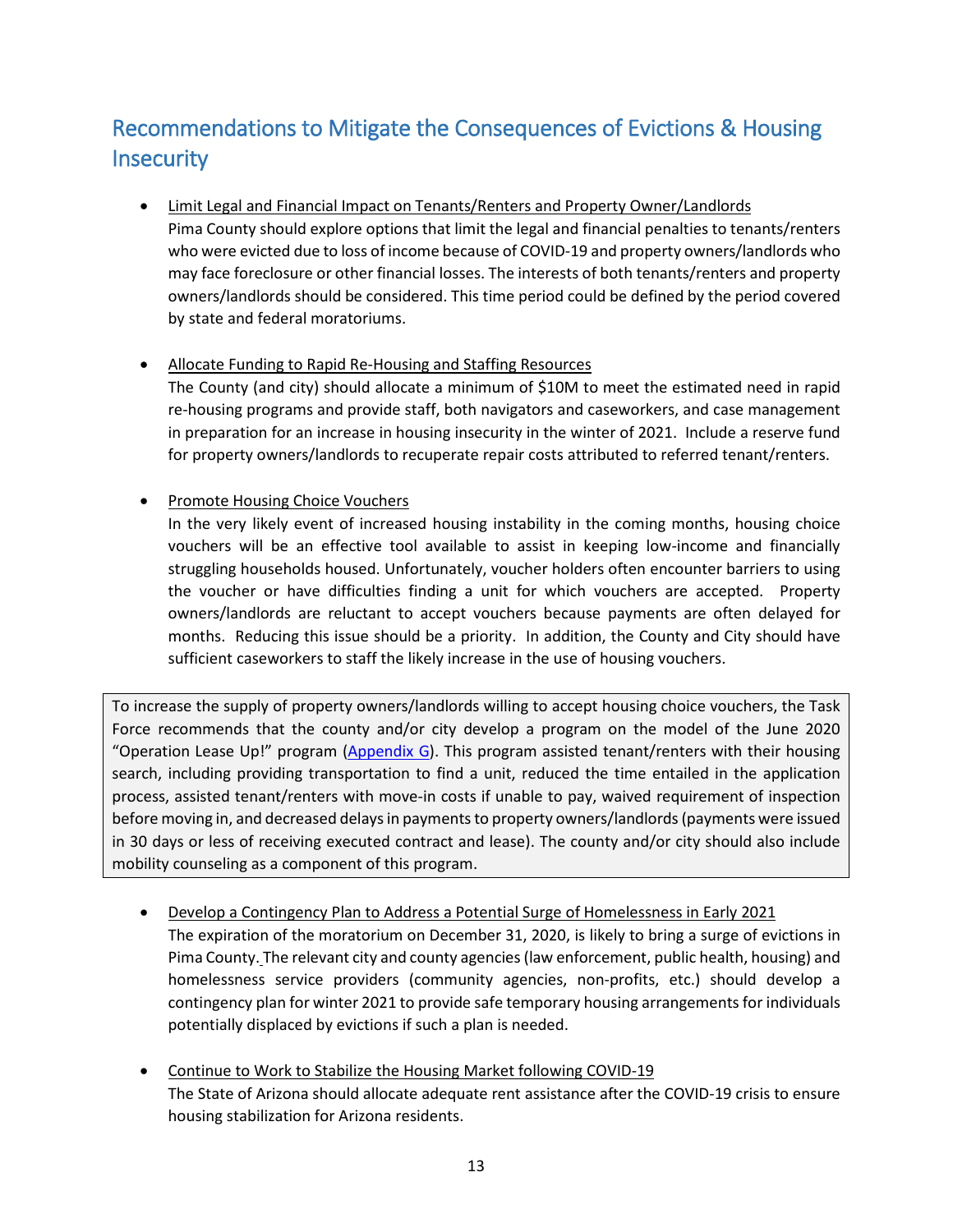## Recommendations to Mitigate the Consequences of Evictions & Housing Insecurity

- <u>Limit Legal and Financial Impact on Tenants/Renters and Property Owner/Landlords</u>
  Pima County should explore options that limit the legal and financial penalties to tenants/renters who were evicted due to loss of income because of COVID-19 and property owners/landlords who may face foreclosure or other financial losses. The interests of both tenants/renters and property owners/landlords should be considered. This time period could be defined by the period covered by state and federal moratoriums.

- <u>Allocate Funding to Rapid Re-Housing and Staffing Resources</u>
  The County (and city) should allocate a minimum of $10M to meet the estimated need in rapid re-housing programs and provide staff, both navigators and caseworkers, and case management in preparation for an increase in housing insecurity in the winter of 2021. Include a reserve fund for property owners/landlords to recuperate repair costs attributed to referred tenant/renters.

- <u>Promote Housing Choice Vouchers</u>
  In the very likely event of increased housing instability in the coming months, housing choice vouchers will be an effective tool available to assist in keeping low-income and financially struggling households housed. Unfortunately, voucher holders often encounter barriers to using the voucher or have difficulties finding a unit for which vouchers are accepted. Property owners/landlords are reluctant to accept vouchers because payments are often delayed for months. Reducing this issue should be a priority. In addition, the County and City should have sufficient caseworkers to staff the likely increase in the use of housing vouchers.

> To increase the supply of property owners/landlords willing to accept housing choice vouchers, the Task Force recommends that the county and/or city develop a program on the model of the June 2020 "Operation Lease Up!" program (Appendix G). This program assisted tenant/renters with their housing search, including providing transportation to find a unit, reduced the time entailed in the application process, assisted tenant/renters with move-in costs if unable to pay, waived requirement of inspection before moving in, and decreased delays in payments to property owners/landlords (payments were issued in 30 days or less of receiving executed contract and lease). The county and/or city should also include mobility counseling as a component of this program.

- <u>Develop a Contingency Plan to Address a Potential Surge of Homelessness in Early 2021</u>
  The expiration of the moratorium on December 31, 2020, is likely to bring a surge of evictions in Pima County. The relevant city and county agencies (law enforcement, public health, housing) and homelessness service providers (community agencies, non-profits, etc.) should develop a contingency plan for winter 2021 to provide safe temporary housing arrangements for individuals potentially displaced by evictions if such a plan is needed.

- <u>Continue to Work to Stabilize the Housing Market following COVID-19</u>
  The State of Arizona should allocate adequate rent assistance after the COVID-19 crisis to ensure housing stabilization for Arizona residents.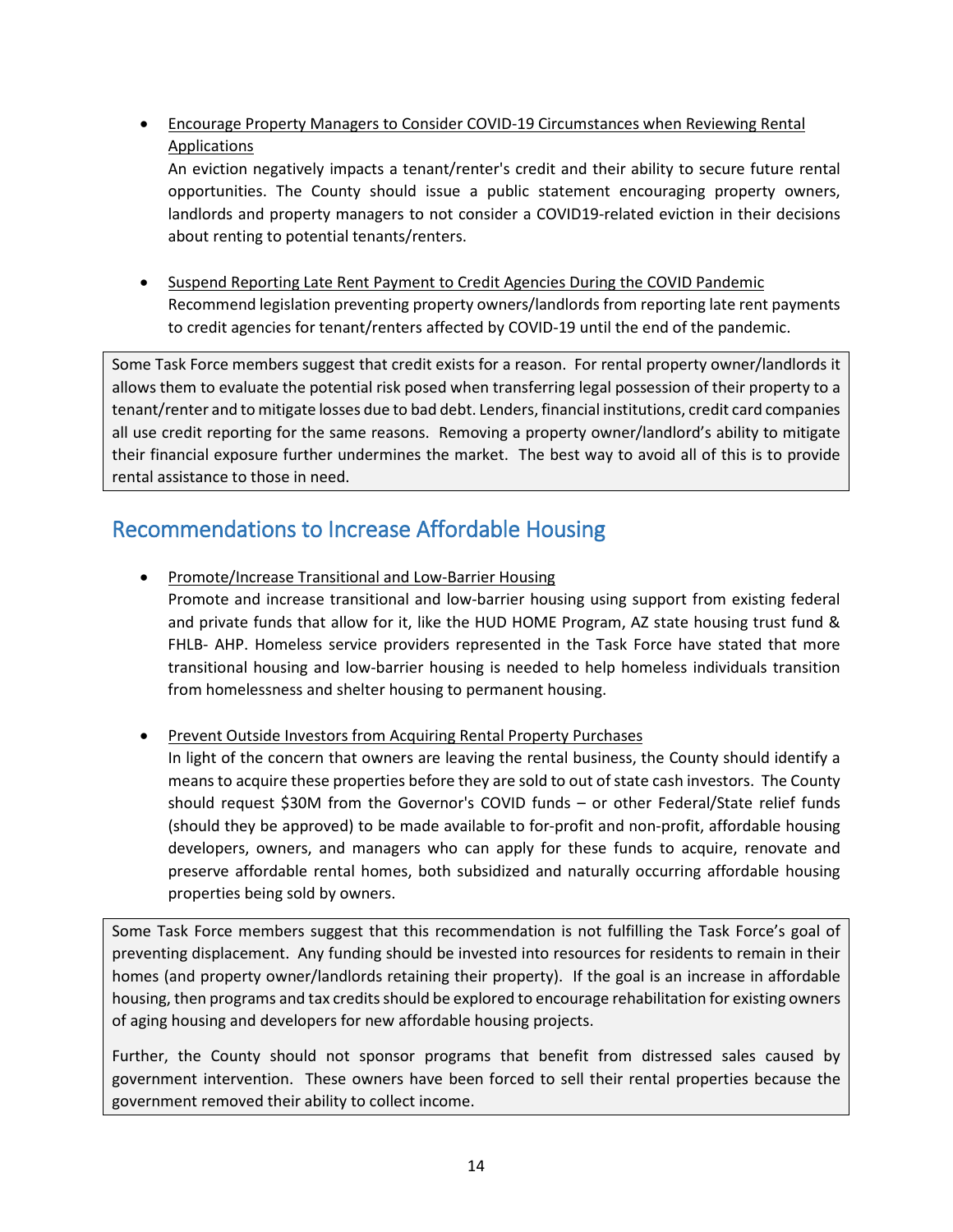- <u>Encourage Property Managers to Consider COVID-19 Circumstances when Reviewing Rental Applications</u>
  An eviction negatively impacts a tenant/renter's credit and their ability to secure future rental opportunities. The County should issue a public statement encouraging property owners, landlords and property managers to not consider a COVID19-related eviction in their decisions about renting to potential tenants/renters.

- <u>Suspend Reporting Late Rent Payment to Credit Agencies During the COVID Pandemic</u>
  Recommend legislation preventing property owners/landlords from reporting late rent payments to credit agencies for tenant/renters affected by COVID-19 until the end of the pandemic.

> Some Task Force members suggest that credit exists for a reason. For rental property owner/landlords it allows them to evaluate the potential risk posed when transferring legal possession of their property to a tenant/renter and to mitigate losses due to bad debt. Lenders, financial institutions, credit card companies all use credit reporting for the same reasons. Removing a property owner/landlord's ability to mitigate their financial exposure further undermines the market. The best way to avoid all of this is to provide rental assistance to those in need.

## Recommendations to Increase Affordable Housing

- <u>Promote/Increase Transitional and Low-Barrier Housing</u>
  Promote and increase transitional and low-barrier housing using support from existing federal and private funds that allow for it, like the HUD HOME Program, AZ state housing trust fund & FHLB- AHP. Homeless service providers represented in the Task Force have stated that more transitional housing and low-barrier housing is needed to help homeless individuals transition from homelessness and shelter housing to permanent housing.

- <u>Prevent Outside Investors from Acquiring Rental Property Purchases</u>
  In light of the concern that owners are leaving the rental business, the County should identify a means to acquire these properties before they are sold to out of state cash investors. The County should request $30M from the Governor's COVID funds – or other Federal/State relief funds (should they be approved) to be made available to for-profit and non-profit, affordable housing developers, owners, and managers who can apply for these funds to acquire, renovate and preserve affordable rental homes, both subsidized and naturally occurring affordable housing properties being sold by owners.

> Some Task Force members suggest that this recommendation is not fulfilling the Task Force's goal of preventing displacement. Any funding should be invested into resources for residents to remain in their homes (and property owner/landlords retaining their property). If the goal is an increase in affordable housing, then programs and tax credits should be explored to encourage rehabilitation for existing owners of aging housing and developers for new affordable housing projects.
>
> Further, the County should not sponsor programs that benefit from distressed sales caused by government intervention. These owners have been forced to sell their rental properties because the government removed their ability to collect income.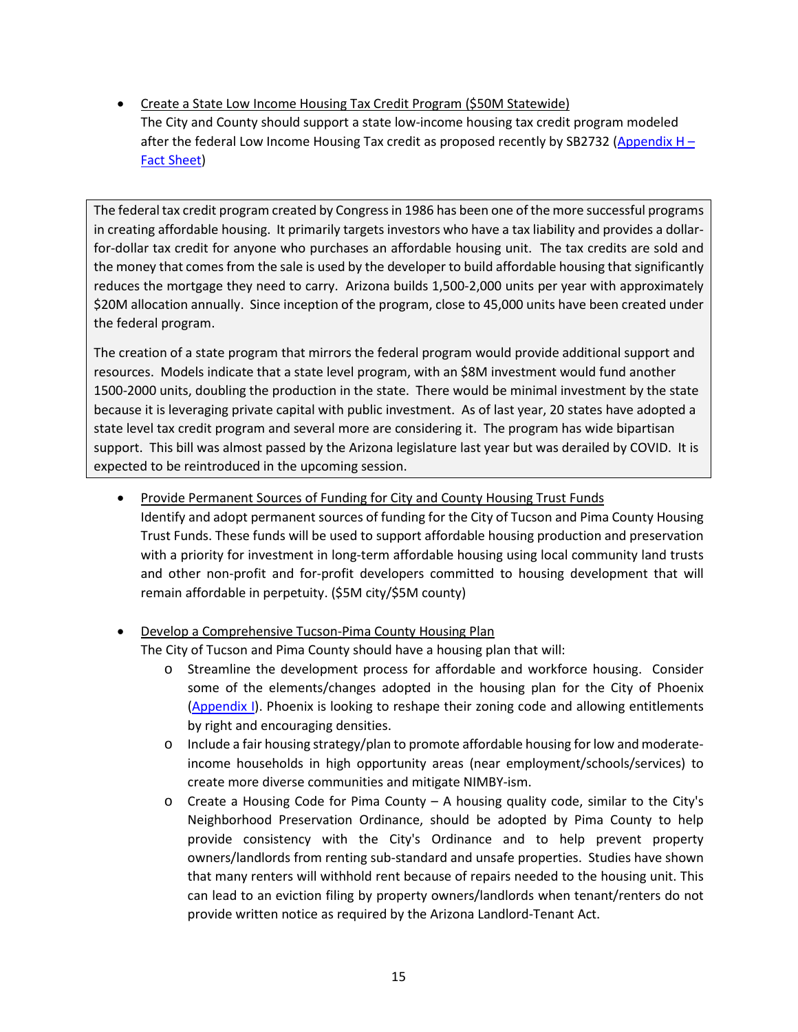- Create a State Low Income Housing Tax Credit Program ($50M Statewide)
  The City and County should support a state low-income housing tax credit program modeled after the federal Low Income Housing Tax credit as proposed recently by SB2732 (Appendix H – Fact Sheet)

> The federal tax credit program created by Congress in 1986 has been one of the more successful programs in creating affordable housing. It primarily targets investors who have a tax liability and provides a dollar-for-dollar tax credit for anyone who purchases an affordable housing unit. The tax credits are sold and the money that comes from the sale is used by the developer to build affordable housing that significantly reduces the mortgage they need to carry. Arizona builds 1,500-2,000 units per year with approximately $20M allocation annually. Since inception of the program, close to 45,000 units have been created under the federal program.
>
> The creation of a state program that mirrors the federal program would provide additional support and resources. Models indicate that a state level program, with an $8M investment would fund another 1500-2000 units, doubling the production in the state. There would be minimal investment by the state because it is leveraging private capital with public investment. As of last year, 20 states have adopted a state level tax credit program and several more are considering it. The program has wide bipartisan support. This bill was almost passed by the Arizona legislature last year but was derailed by COVID. It is expected to be reintroduced in the upcoming session.

- Provide Permanent Sources of Funding for City and County Housing Trust Funds
  Identify and adopt permanent sources of funding for the City of Tucson and Pima County Housing Trust Funds. These funds will be used to support affordable housing production and preservation with a priority for investment in long-term affordable housing using local community land trusts and other non-profit and for-profit developers committed to housing development that will remain affordable in perpetuity. ($5M city/$5M county)

- Develop a Comprehensive Tucson-Pima County Housing Plan
  The City of Tucson and Pima County should have a housing plan that will:
  - Streamline the development process for affordable and workforce housing. Consider some of the elements/changes adopted in the housing plan for the City of Phoenix (Appendix I). Phoenix is looking to reshape their zoning code and allowing entitlements by right and encouraging densities.
  - Include a fair housing strategy/plan to promote affordable housing for low and moderate-income households in high opportunity areas (near employment/schools/services) to create more diverse communities and mitigate NIMBY-ism.
  - Create a Housing Code for Pima County – A housing quality code, similar to the City's Neighborhood Preservation Ordinance, should be adopted by Pima County to help provide consistency with the City's Ordinance and to help prevent property owners/landlords from renting sub-standard and unsafe properties. Studies have shown that many renters will withhold rent because of repairs needed to the housing unit. This can lead to an eviction filing by property owners/landlords when tenant/renters do not provide written notice as required by the Arizona Landlord-Tenant Act.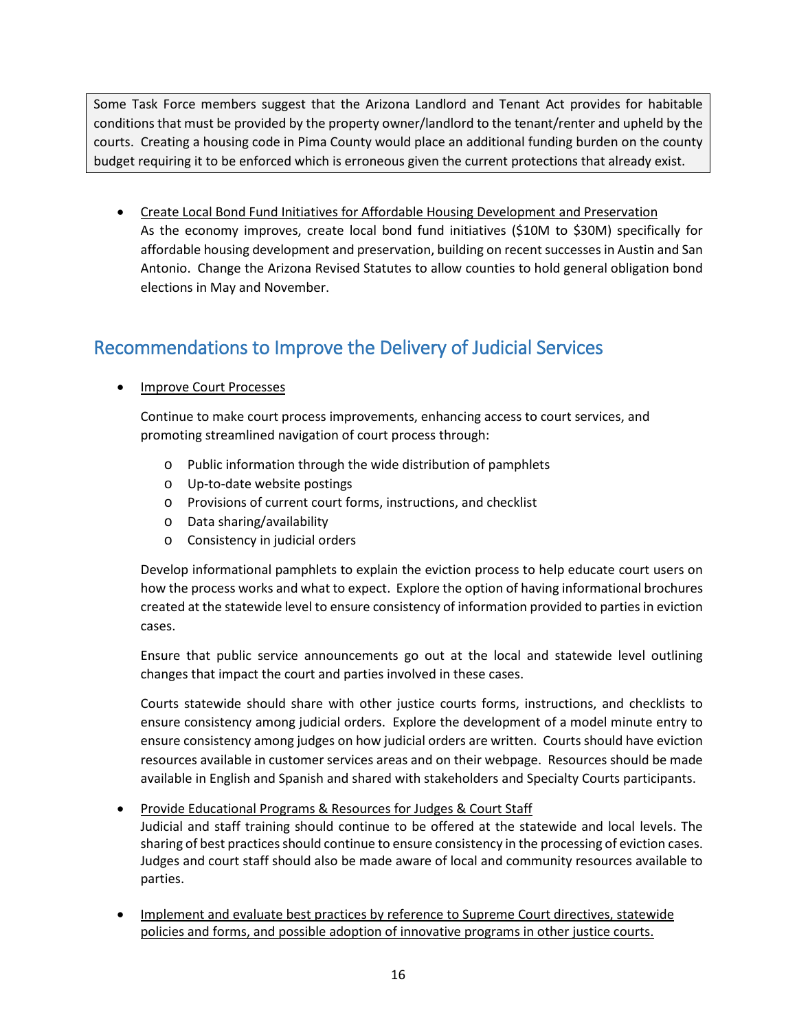Some Task Force members suggest that the Arizona Landlord and Tenant Act provides for habitable conditions that must be provided by the property owner/landlord to the tenant/renter and upheld by the courts. Creating a housing code in Pima County would place an additional funding burden on the county budget requiring it to be enforced which is erroneous given the current protections that already exist.

- <u>Create Local Bond Fund Initiatives for Affordable Housing Development and Preservation</u>
  As the economy improves, create local bond fund initiatives ($10M to $30M) specifically for affordable housing development and preservation, building on recent successes in Austin and San Antonio. Change the Arizona Revised Statutes to allow counties to hold general obligation bond elections in May and November.

## Recommendations to Improve the Delivery of Judicial Services

- <u>Improve Court Processes</u>

  Continue to make court process improvements, enhancing access to court services, and promoting streamlined navigation of court process through:

  - Public information through the wide distribution of pamphlets
  - Up-to-date website postings
  - Provisions of current court forms, instructions, and checklist
  - Data sharing/availability
  - Consistency in judicial orders

  Develop informational pamphlets to explain the eviction process to help educate court users on how the process works and what to expect. Explore the option of having informational brochures created at the statewide level to ensure consistency of information provided to parties in eviction cases.

  Ensure that public service announcements go out at the local and statewide level outlining changes that impact the court and parties involved in these cases.

  Courts statewide should share with other justice courts forms, instructions, and checklists to ensure consistency among judicial orders. Explore the development of a model minute entry to ensure consistency among judges on how judicial orders are written. Courts should have eviction resources available in customer services areas and on their webpage. Resources should be made available in English and Spanish and shared with stakeholders and Specialty Courts participants.

- <u>Provide Educational Programs & Resources for Judges & Court Staff</u>
  Judicial and staff training should continue to be offered at the statewide and local levels. The sharing of best practices should continue to ensure consistency in the processing of eviction cases. Judges and court staff should also be made aware of local and community resources available to parties.

- <u>Implement and evaluate best practices by reference to Supreme Court directives, statewide policies and forms, and possible adoption of innovative programs in other justice courts.</u>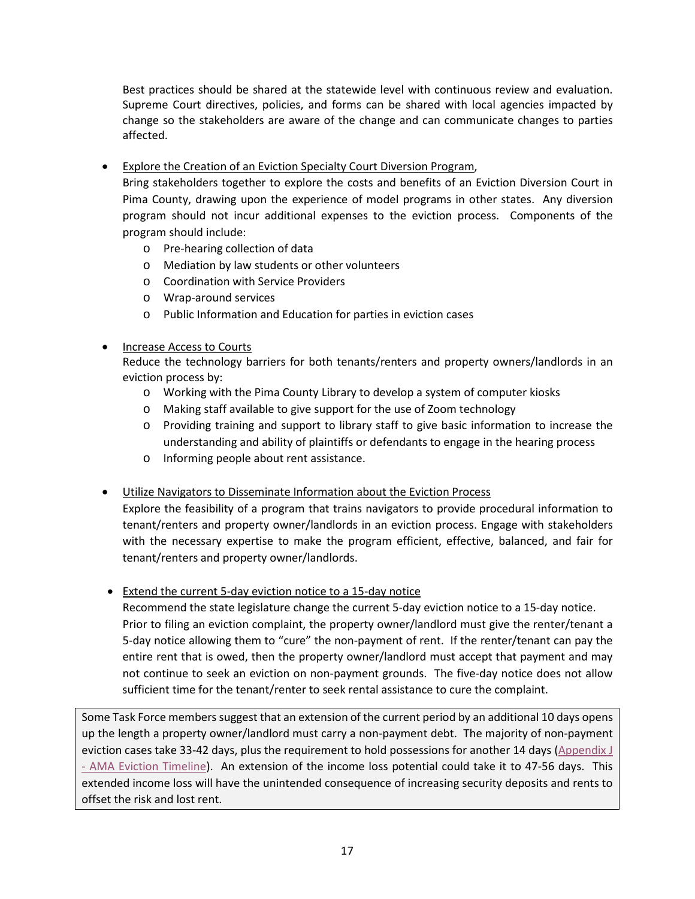Best practices should be shared at the statewide level with continuous review and evaluation. Supreme Court directives, policies, and forms can be shared with local agencies impacted by change so the stakeholders are aware of the change and can communicate changes to parties affected.

- Explore the Creation of an Eviction Specialty Court Diversion Program,
  Bring stakeholders together to explore the costs and benefits of an Eviction Diversion Court in Pima County, drawing upon the experience of model programs in other states. Any diversion program should not incur additional expenses to the eviction process. Components of the program should include:
  - Pre-hearing collection of data
  - Mediation by law students or other volunteers
  - Coordination with Service Providers
  - Wrap-around services
  - Public Information and Education for parties in eviction cases

- Increase Access to Courts
  Reduce the technology barriers for both tenants/renters and property owners/landlords in an eviction process by:
  - Working with the Pima County Library to develop a system of computer kiosks
  - Making staff available to give support for the use of Zoom technology
  - Providing training and support to library staff to give basic information to increase the understanding and ability of plaintiffs or defendants to engage in the hearing process
  - Informing people about rent assistance.

- Utilize Navigators to Disseminate Information about the Eviction Process
  Explore the feasibility of a program that trains navigators to provide procedural information to tenant/renters and property owner/landlords in an eviction process. Engage with stakeholders with the necessary expertise to make the program efficient, effective, balanced, and fair for tenant/renters and property owner/landlords.

- Extend the current 5-day eviction notice to a 15-day notice
  Recommend the state legislature change the current 5-day eviction notice to a 15-day notice. Prior to filing an eviction complaint, the property owner/landlord must give the renter/tenant a 5-day notice allowing them to "cure" the non-payment of rent. If the renter/tenant can pay the entire rent that is owed, then the property owner/landlord must accept that payment and may not continue to seek an eviction on non-payment grounds. The five-day notice does not allow sufficient time for the tenant/renter to seek rental assistance to cure the complaint.

> Some Task Force members suggest that an extension of the current period by an additional 10 days opens up the length a property owner/landlord must carry a non-payment debt. The majority of non-payment eviction cases take 33-42 days, plus the requirement to hold possessions for another 14 days (Appendix J - AMA Eviction Timeline). An extension of the income loss potential could take it to 47-56 days. This extended income loss will have the unintended consequence of increasing security deposits and rents to offset the risk and lost rent.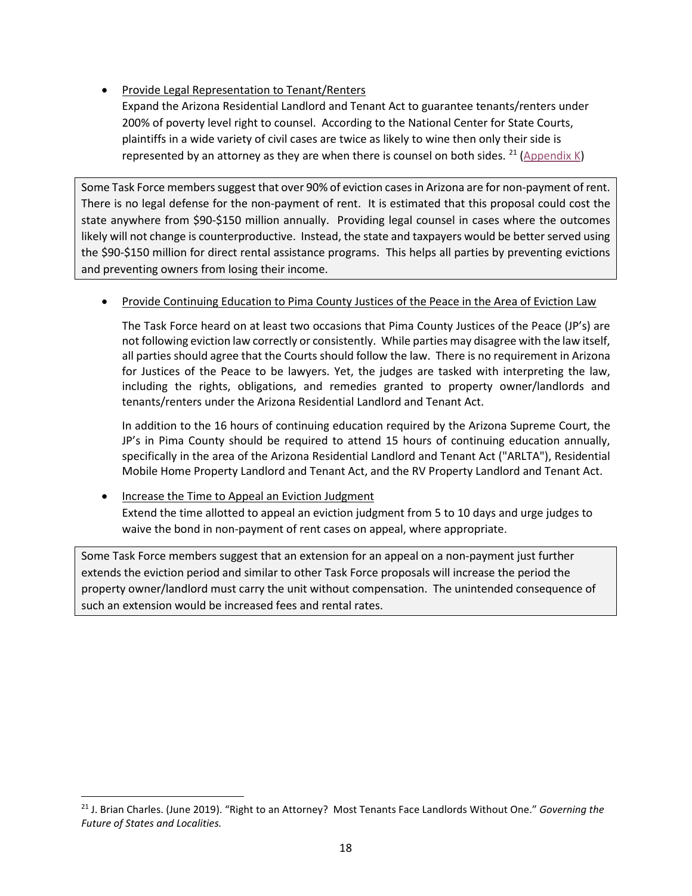- <u>Provide Legal Representation to Tenant/Renters</u>
  Expand the Arizona Residential Landlord and Tenant Act to guarantee tenants/renters under 200% of poverty level right to counsel. According to the National Center for State Courts, plaintiffs in a wide variety of civil cases are twice as likely to wine then only their side is represented by an attorney as they are when there is counsel on both sides. [21] (Appendix K)

> Some Task Force members suggest that over 90% of eviction cases in Arizona are for non-payment of rent. There is no legal defense for the non-payment of rent. It is estimated that this proposal could cost the state anywhere from $90-$150 million annually. Providing legal counsel in cases where the outcomes likely will not change is counterproductive. Instead, the state and taxpayers would be better served using the $90-$150 million for direct rental assistance programs. This helps all parties by preventing evictions and preventing owners from losing their income.

- <u>Provide Continuing Education to Pima County Justices of the Peace in the Area of Eviction Law</u>

  The Task Force heard on at least two occasions that Pima County Justices of the Peace (JP's) are not following eviction law correctly or consistently. While parties may disagree with the law itself, all parties should agree that the Courts should follow the law. There is no requirement in Arizona for Justices of the Peace to be lawyers. Yet, the judges are tasked with interpreting the law, including the rights, obligations, and remedies granted to property owner/landlords and tenants/renters under the Arizona Residential Landlord and Tenant Act.

  In addition to the 16 hours of continuing education required by the Arizona Supreme Court, the JP's in Pima County should be required to attend 15 hours of continuing education annually, specifically in the area of the Arizona Residential Landlord and Tenant Act ("ARLTA"), Residential Mobile Home Property Landlord and Tenant Act, and the RV Property Landlord and Tenant Act.

- <u>Increase the Time to Appeal an Eviction Judgment</u>
  Extend the time allotted to appeal an eviction judgment from 5 to 10 days and urge judges to waive the bond in non-payment of rent cases on appeal, where appropriate.

> Some Task Force members suggest that an extension for an appeal on a non-payment just further extends the eviction period and similar to other Task Force proposals will increase the period the property owner/landlord must carry the unit without compensation. The unintended consequence of such an extension would be increased fees and rental rates.

[21] J. Brian Charles. (June 2019). "Right to an Attorney? Most Tenants Face Landlords Without One." *Governing the Future of States and Localities.*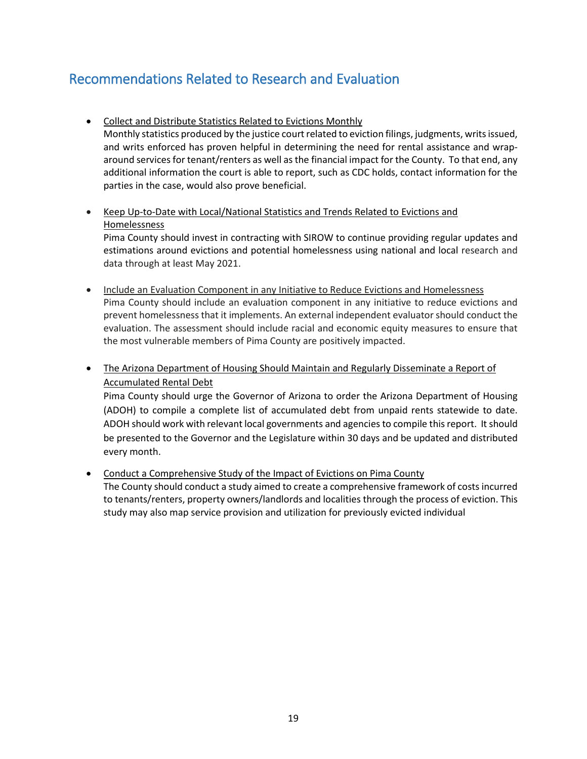## Recommendations Related to Research and Evaluation

- Collect and Distribute Statistics Related to Evictions Monthly
  Monthly statistics produced by the justice court related to eviction filings, judgments, writs issued, and writs enforced has proven helpful in determining the need for rental assistance and wrap-around services for tenant/renters as well as the financial impact for the County. To that end, any additional information the court is able to report, such as CDC holds, contact information for the parties in the case, would also prove beneficial.

- Keep Up-to-Date with Local/National Statistics and Trends Related to Evictions and Homelessness
  Pima County should invest in contracting with SIROW to continue providing regular updates and estimations around evictions and potential homelessness using national and local research and data through at least May 2021.

- Include an Evaluation Component in any Initiative to Reduce Evictions and Homelessness
  Pima County should include an evaluation component in any initiative to reduce evictions and prevent homelessness that it implements. An external independent evaluator should conduct the evaluation. The assessment should include racial and economic equity measures to ensure that the most vulnerable members of Pima County are positively impacted.

- The Arizona Department of Housing Should Maintain and Regularly Disseminate a Report of Accumulated Rental Debt
  Pima County should urge the Governor of Arizona to order the Arizona Department of Housing (ADOH) to compile a complete list of accumulated debt from unpaid rents statewide to date. ADOH should work with relevant local governments and agencies to compile this report. It should be presented to the Governor and the Legislature within 30 days and be updated and distributed every month.

- Conduct a Comprehensive Study of the Impact of Evictions on Pima County
  The County should conduct a study aimed to create a comprehensive framework of costs incurred to tenants/renters, property owners/landlords and localities through the process of eviction. This study may also map service provision and utilization for previously evicted individual